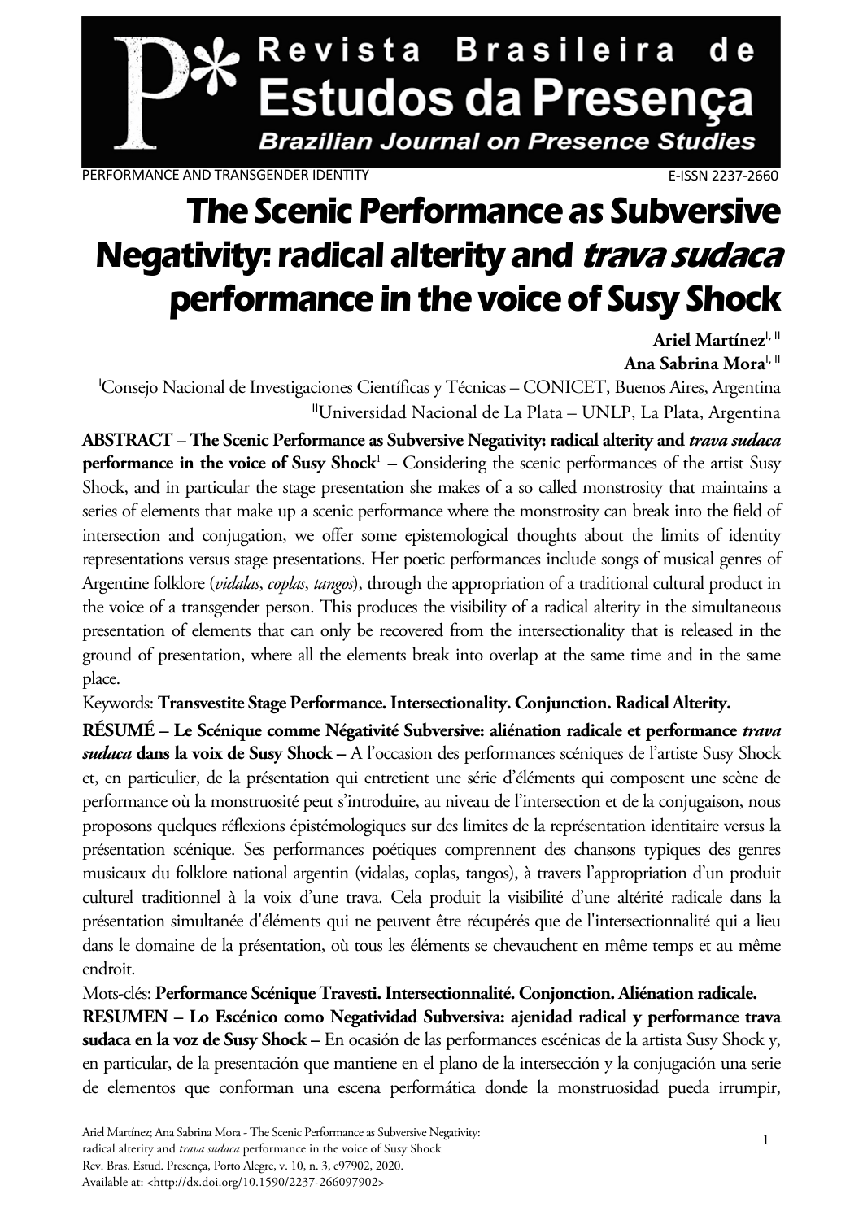PERFORMANCE AND TRANSGENDER IDENTITY

E-ISSN 2237-2660

# The Scenic Performance as Subversive Negativity: radical alterity and *trava sudaca* performance in the voice of Susy Shock

**Ariel Martínez**[I, II]

**Ana Sabrina Mora**[I, II]

[I]Consejo Nacional de Investigaciones Científicas y Técnicas – CONICET, Buenos Aires, Argentina

[II]Universidad Nacional de La Plata – UNLP, La Plata, Argentina

**ABSTRACT – The Scenic Performance as Subversive Negativity: radical alterity and *trava sudaca* performance in the voice of Susy Shock**[1] **–** Considering the scenic performances of the artist Susy Shock, and in particular the stage presentation she makes of a so called monstrosity that maintains a series of elements that make up a scenic performance where the monstrosity can break into the field of intersection and conjugation, we offer some epistemological thoughts about the limits of identity representations versus stage presentations. Her poetic performances include songs of musical genres of Argentine folklore (*vidalas*, *coplas*, *tangos*), through the appropriation of a traditional cultural product in the voice of a transgender person. This produces the visibility of a radical alterity in the simultaneous presentation of elements that can only be recovered from the intersectionality that is released in the ground of presentation, where all the elements break into overlap at the same time and in the same place.

Keywords: **Transvestite Stage Performance. Intersectionality. Conjunction. Radical Alterity.**

**RÉSUMÉ – Le Scénique comme Négativité Subversive: aliénation radicale et performance *trava sudaca* dans la voix de Susy Shock –** A l'occasion des performances scéniques de l'artiste Susy Shock et, en particulier, de la présentation qui entretient une série d'éléments qui composent une scène de performance où la monstruosité peut s'introduire, au niveau de l'intersection et de la conjugaison, nous proposons quelques réflexions épistémologiques sur des limites de la représentation identitaire versus la présentation scénique. Ses performances poétiques comprennent des chansons typiques des genres musicaux du folklore national argentin (vidalas, coplas, tangos), à travers l'appropriation d'un produit culturel traditionnel à la voix d'une trava. Cela produit la visibilité d'une altérité radicale dans la présentation simultanée d'éléments qui ne peuvent être récupérés que de l'intersectionnalité qui a lieu dans le domaine de la présentation, où tous les éléments se chevauchent en même temps et au même endroit.

Mots-clés: **Performance Scénique Travesti. Intersectionnalité. Conjonction. Aliénation radicale.**

**RESUMEN – Lo Escénico como Negatividad Subversiva: ajenidad radical y performance trava sudaca en la voz de Susy Shock –** En ocasión de las performances escénicas de la artista Susy Shock y, en particular, de la presentación que mantiene en el plano de la intersección y la conjugación una serie de elementos que conforman una escena performática donde la monstruosidad pueda irrumpir,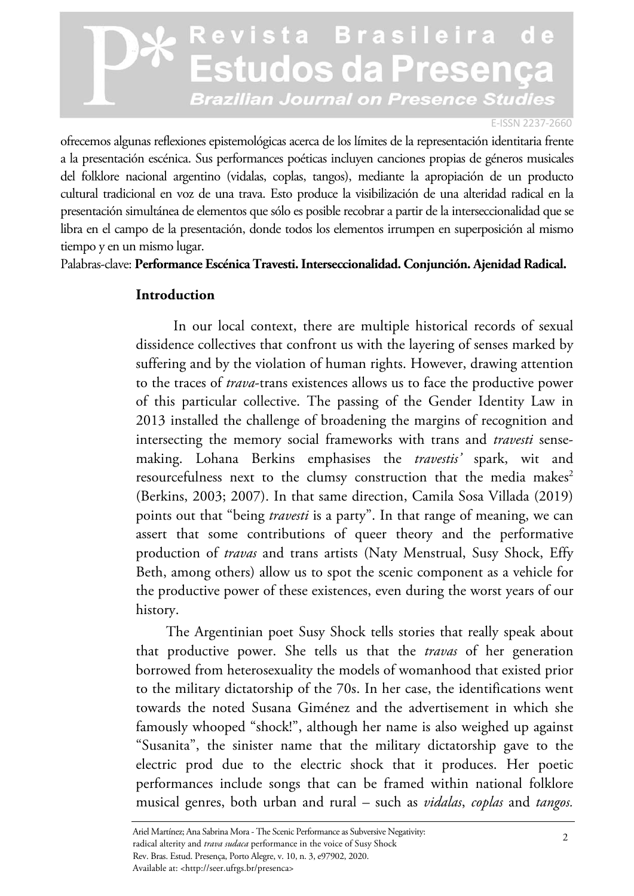ofrecemos algunas reflexiones epistemológicas acerca de los límites de la representación identitaria frente a la presentación escénica. Sus performances poéticas incluyen canciones propias de géneros musicales del folklore nacional argentino (vidalas, coplas, tangos), mediante la apropiación de un producto cultural tradicional en voz de una trava. Esto produce la visibilización de una alteridad radical en la presentación simultánea de elementos que sólo es posible recobrar a partir de la interseccionalidad que se libra en el campo de la presentación, donde todos los elementos irrumpen en superposición al mismo tiempo y en un mismo lugar.

Palabras-clave: **Performance Escénica Travesti. Interseccionalidad. Conjunción. Ajenidad Radical.**

## Introduction

In our local context, there are multiple historical records of sexual dissidence collectives that confront us with the layering of senses marked by suffering and by the violation of human rights. However, drawing attention to the traces of *trava*-trans existences allows us to face the productive power of this particular collective. The passing of the Gender Identity Law in 2013 installed the challenge of broadening the margins of recognition and intersecting the memory social frameworks with trans and *travesti* sense-making. Lohana Berkins emphasises the *travestis'* spark, wit and resourcefulness next to the clumsy construction that the media makes[2] (Berkins, 2003; 2007). In that same direction, Camila Sosa Villada (2019) points out that "being *travesti* is a party". In that range of meaning, we can assert that some contributions of queer theory and the performative production of *travas* and trans artists (Naty Menstrual, Susy Shock, Effy Beth, among others) allow us to spot the scenic component as a vehicle for the productive power of these existences, even during the worst years of our history.

The Argentinian poet Susy Shock tells stories that really speak about that productive power. She tells us that the *travas* of her generation borrowed from heterosexuality the models of womanhood that existed prior to the military dictatorship of the 70s. In her case, the identifications went towards the noted Susana Giménez and the advertisement in which she famously whooped "shock!", although her name is also weighed up against "Susanita", the sinister name that the military dictatorship gave to the electric prod due to the electric shock that it produces. Her poetic performances include songs that can be framed within national folklore musical genres, both urban and rural – such as *vidalas*, *coplas* and *tangos.*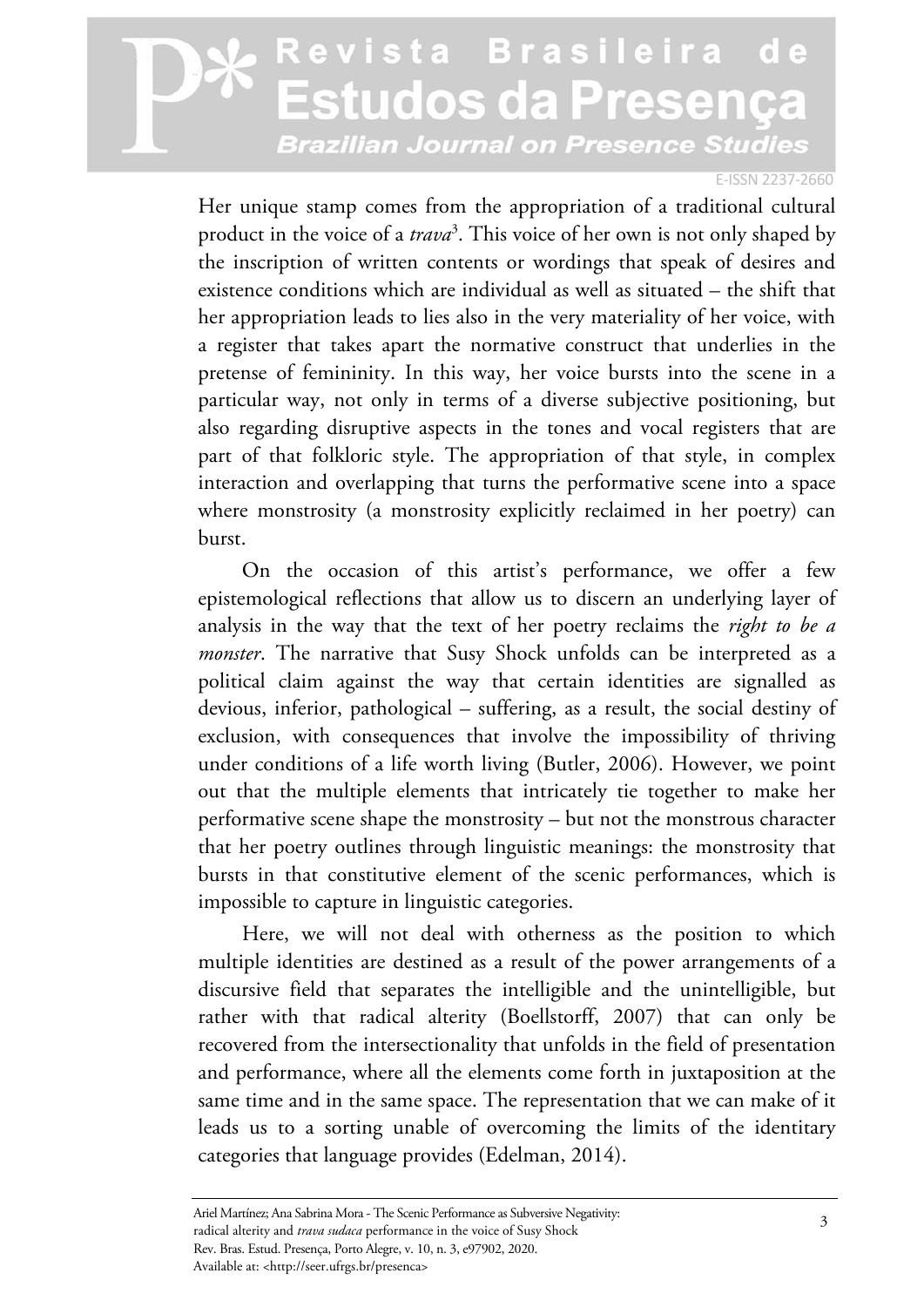Her unique stamp comes from the appropriation of a traditional cultural product in the voice of a *trava*[3]. This voice of her own is not only shaped by the inscription of written contents or wordings that speak of desires and existence conditions which are individual as well as situated – the shift that her appropriation leads to lies also in the very materiality of her voice, with a register that takes apart the normative construct that underlies in the pretense of femininity. In this way, her voice bursts into the scene in a particular way, not only in terms of a diverse subjective positioning, but also regarding disruptive aspects in the tones and vocal registers that are part of that folkloric style. The appropriation of that style, in complex interaction and overlapping that turns the performative scene into a space where monstrosity (a monstrosity explicitly reclaimed in her poetry) can burst.

On the occasion of this artist's performance, we offer a few epistemological reflections that allow us to discern an underlying layer of analysis in the way that the text of her poetry reclaims the *right to be a monster*. The narrative that Susy Shock unfolds can be interpreted as a political claim against the way that certain identities are signalled as devious, inferior, pathological – suffering, as a result, the social destiny of exclusion, with consequences that involve the impossibility of thriving under conditions of a life worth living (Butler, 2006). However, we point out that the multiple elements that intricately tie together to make her performative scene shape the monstrosity – but not the monstrous character that her poetry outlines through linguistic meanings: the monstrosity that bursts in that constitutive element of the scenic performances, which is impossible to capture in linguistic categories.

Here, we will not deal with otherness as the position to which multiple identities are destined as a result of the power arrangements of a discursive field that separates the intelligible and the unintelligible, but rather with that radical alterity (Boellstorff, 2007) that can only be recovered from the intersectionality that unfolds in the field of presentation and performance, where all the elements come forth in juxtaposition at the same time and in the same space. The representation that we can make of it leads us to a sorting unable of overcoming the limits of the identitary categories that language provides (Edelman, 2014).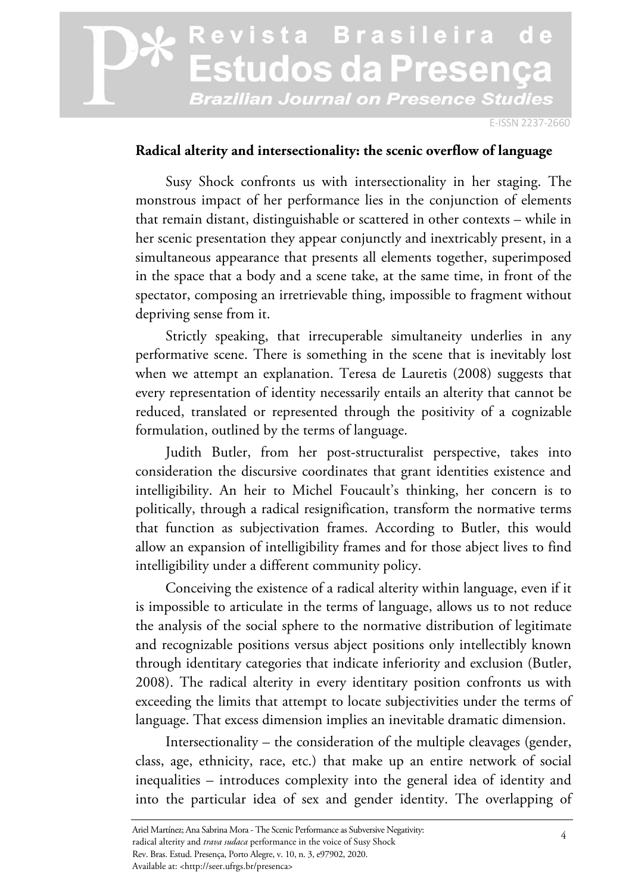## Radical alterity and intersectionality: the scenic overflow of language

Susy Shock confronts us with intersectionality in her staging. The monstrous impact of her performance lies in the conjunction of elements that remain distant, distinguishable or scattered in other contexts – while in her scenic presentation they appear conjunctly and inextricably present, in a simultaneous appearance that presents all elements together, superimposed in the space that a body and a scene take, at the same time, in front of the spectator, composing an irretrievable thing, impossible to fragment without depriving sense from it.

Strictly speaking, that irrecuperable simultaneity underlies in any performative scene. There is something in the scene that is inevitably lost when we attempt an explanation. Teresa de Lauretis (2008) suggests that every representation of identity necessarily entails an alterity that cannot be reduced, translated or represented through the positivity of a cognizable formulation, outlined by the terms of language.

Judith Butler, from her post-structuralist perspective, takes into consideration the discursive coordinates that grant identities existence and intelligibility. An heir to Michel Foucault's thinking, her concern is to politically, through a radical resignification, transform the normative terms that function as subjectivation frames. According to Butler, this would allow an expansion of intelligibility frames and for those abject lives to find intelligibility under a different community policy.

Conceiving the existence of a radical alterity within language, even if it is impossible to articulate in the terms of language, allows us to not reduce the analysis of the social sphere to the normative distribution of legitimate and recognizable positions versus abject positions only intellectibly known through identitary categories that indicate inferiority and exclusion (Butler, 2008). The radical alterity in every identitary position confronts us with exceeding the limits that attempt to locate subjectivities under the terms of language. That excess dimension implies an inevitable dramatic dimension.

Intersectionality – the consideration of the multiple cleavages (gender, class, age, ethnicity, race, etc.) that make up an entire network of social inequalities – introduces complexity into the general idea of identity and into the particular idea of sex and gender identity. The overlapping of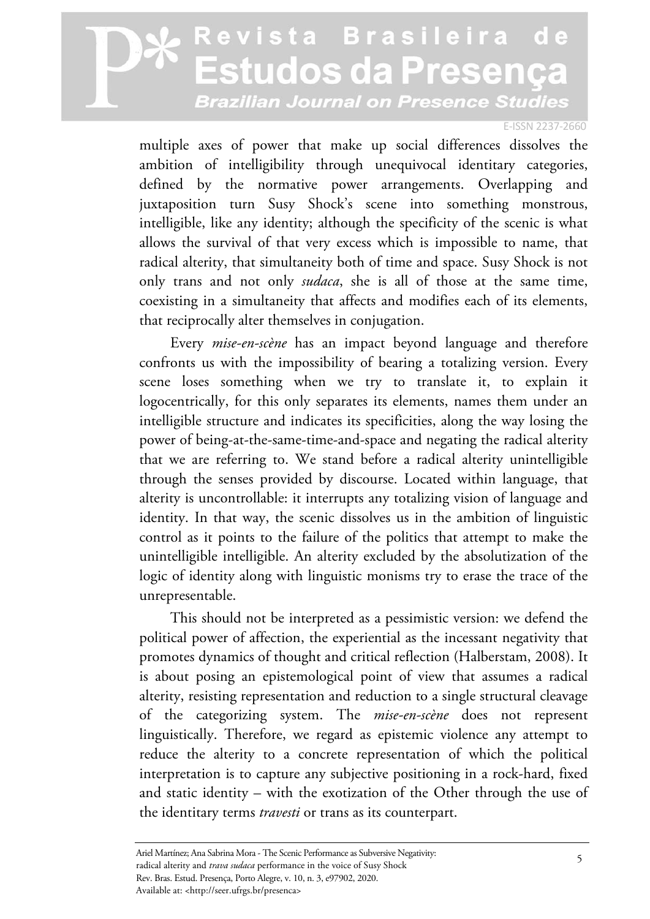multiple axes of power that make up social differences dissolves the ambition of intelligibility through unequivocal identitary categories, defined by the normative power arrangements. Overlapping and juxtaposition turn Susy Shock's scene into something monstrous, intelligible, like any identity; although the specificity of the scenic is what allows the survival of that very excess which is impossible to name, that radical alterity, that simultaneity both of time and space. Susy Shock is not only trans and not only *sudaca*, she is all of those at the same time, coexisting in a simultaneity that affects and modifies each of its elements, that reciprocally alter themselves in conjugation.

Every *mise-en-scène* has an impact beyond language and therefore confronts us with the impossibility of bearing a totalizing version. Every scene loses something when we try to translate it, to explain it logocentrically, for this only separates its elements, names them under an intelligible structure and indicates its specificities, along the way losing the power of being-at-the-same-time-and-space and negating the radical alterity that we are referring to. We stand before a radical alterity unintelligible through the senses provided by discourse. Located within language, that alterity is uncontrollable: it interrupts any totalizing vision of language and identity. In that way, the scenic dissolves us in the ambition of linguistic control as it points to the failure of the politics that attempt to make the unintelligible intelligible. An alterity excluded by the absolutization of the logic of identity along with linguistic monisms try to erase the trace of the unrepresentable.

This should not be interpreted as a pessimistic version: we defend the political power of affection, the experiential as the incessant negativity that promotes dynamics of thought and critical reflection (Halberstam, 2008). It is about posing an epistemological point of view that assumes a radical alterity, resisting representation and reduction to a single structural cleavage of the categorizing system. The *mise-en-scène* does not represent linguistically. Therefore, we regard as epistemic violence any attempt to reduce the alterity to a concrete representation of which the political interpretation is to capture any subjective positioning in a rock-hard, fixed and static identity – with the exotization of the Other through the use of the identitary terms *travesti* or trans as its counterpart.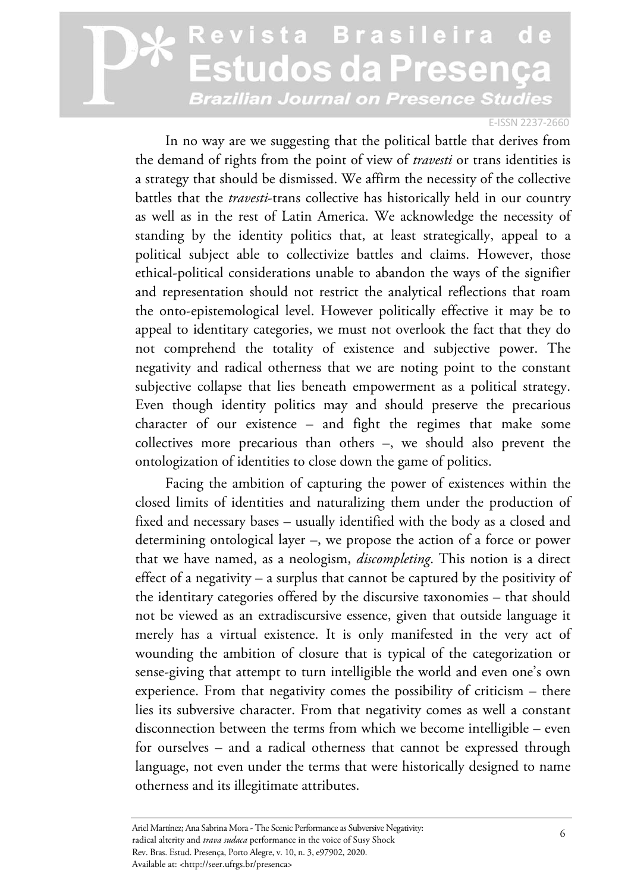In no way are we suggesting that the political battle that derives from the demand of rights from the point of view of *travesti* or trans identities is a strategy that should be dismissed. We affirm the necessity of the collective battles that the *travesti*-trans collective has historically held in our country as well as in the rest of Latin America. We acknowledge the necessity of standing by the identity politics that, at least strategically, appeal to a political subject able to collectivize battles and claims. However, those ethical-political considerations unable to abandon the ways of the signifier and representation should not restrict the analytical reflections that roam the onto-epistemological level. However politically effective it may be to appeal to identitary categories, we must not overlook the fact that they do not comprehend the totality of existence and subjective power. The negativity and radical otherness that we are noting point to the constant subjective collapse that lies beneath empowerment as a political strategy. Even though identity politics may and should preserve the precarious character of our existence – and fight the regimes that make some collectives more precarious than others –, we should also prevent the ontologization of identities to close down the game of politics.

Facing the ambition of capturing the power of existences within the closed limits of identities and naturalizing them under the production of fixed and necessary bases – usually identified with the body as a closed and determining ontological layer –, we propose the action of a force or power that we have named, as a neologism, *discompleting*. This notion is a direct effect of a negativity – a surplus that cannot be captured by the positivity of the identitary categories offered by the discursive taxonomies – that should not be viewed as an extradiscursive essence, given that outside language it merely has a virtual existence. It is only manifested in the very act of wounding the ambition of closure that is typical of the categorization or sense-giving that attempt to turn intelligible the world and even one's own experience. From that negativity comes the possibility of criticism – there lies its subversive character. From that negativity comes as well a constant disconnection between the terms from which we become intelligible – even for ourselves – and a radical otherness that cannot be expressed through language, not even under the terms that were historically designed to name otherness and its illegitimate attributes.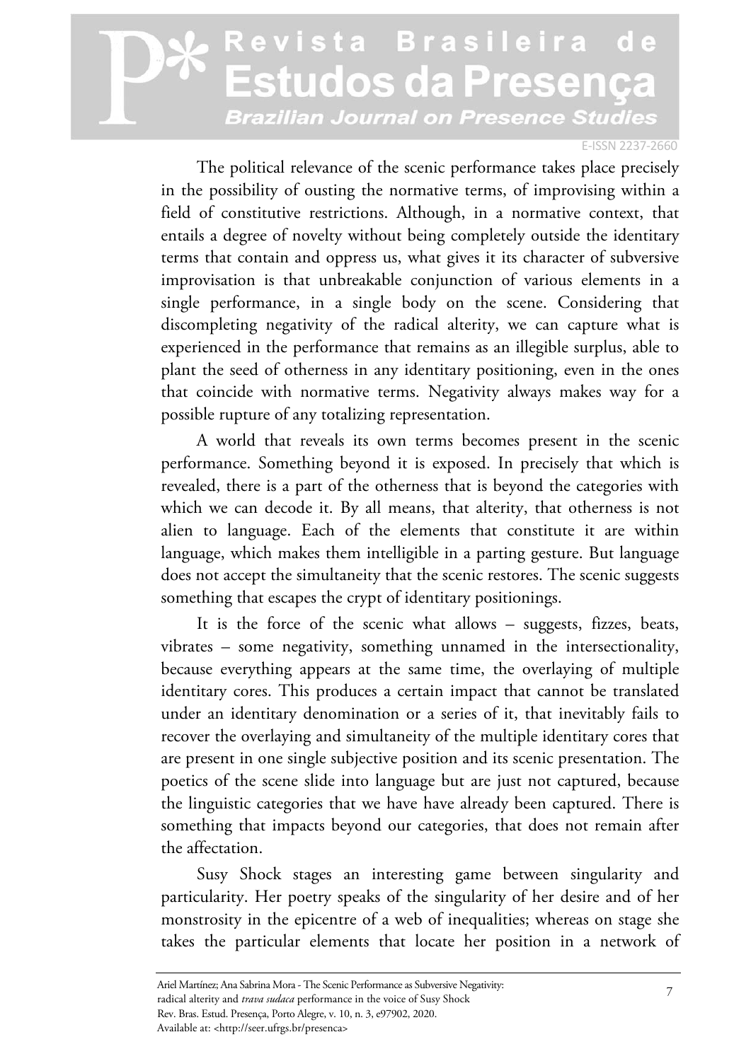The political relevance of the scenic performance takes place precisely in the possibility of ousting the normative terms, of improvising within a field of constitutive restrictions. Although, in a normative context, that entails a degree of novelty without being completely outside the identitary terms that contain and oppress us, what gives it its character of subversive improvisation is that unbreakable conjunction of various elements in a single performance, in a single body on the scene. Considering that discompleting negativity of the radical alterity, we can capture what is experienced in the performance that remains as an illegible surplus, able to plant the seed of otherness in any identitary positioning, even in the ones that coincide with normative terms. Negativity always makes way for a possible rupture of any totalizing representation.

A world that reveals its own terms becomes present in the scenic performance. Something beyond it is exposed. In precisely that which is revealed, there is a part of the otherness that is beyond the categories with which we can decode it. By all means, that alterity, that otherness is not alien to language. Each of the elements that constitute it are within language, which makes them intelligible in a parting gesture. But language does not accept the simultaneity that the scenic restores. The scenic suggests something that escapes the crypt of identitary positionings.

It is the force of the scenic what allows – suggests, fizzes, beats, vibrates – some negativity, something unnamed in the intersectionality, because everything appears at the same time, the overlaying of multiple identitary cores. This produces a certain impact that cannot be translated under an identitary denomination or a series of it, that inevitably fails to recover the overlaying and simultaneity of the multiple identitary cores that are present in one single subjective position and its scenic presentation. The poetics of the scene slide into language but are just not captured, because the linguistic categories that we have have already been captured. There is something that impacts beyond our categories, that does not remain after the affectation.

Susy Shock stages an interesting game between singularity and particularity. Her poetry speaks of the singularity of her desire and of her monstrosity in the epicentre of a web of inequalities; whereas on stage she takes the particular elements that locate her position in a network of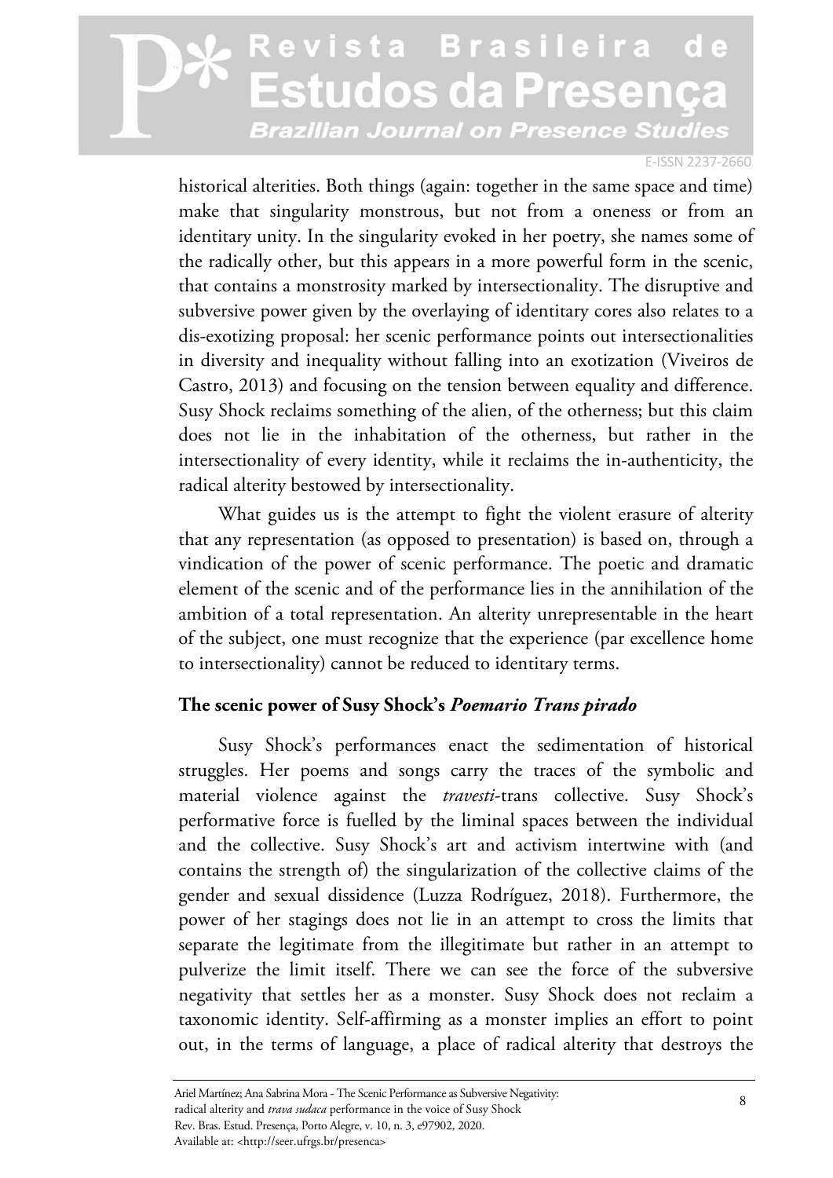historical alterities. Both things (again: together in the same space and time) make that singularity monstrous, but not from a oneness or from an identitary unity. In the singularity evoked in her poetry, she names some of the radically other, but this appears in a more powerful form in the scenic, that contains a monstrosity marked by intersectionality. The disruptive and subversive power given by the overlaying of identitary cores also relates to a dis-exotizing proposal: her scenic performance points out intersectionalities in diversity and inequality without falling into an exotization (Viveiros de Castro, 2013) and focusing on the tension between equality and difference. Susy Shock reclaims something of the alien, of the otherness; but this claim does not lie in the inhabitation of the otherness, but rather in the intersectionality of every identity, while it reclaims the in-authenticity, the radical alterity bestowed by intersectionality.

What guides us is the attempt to fight the violent erasure of alterity that any representation (as opposed to presentation) is based on, through a vindication of the power of scenic performance. The poetic and dramatic element of the scenic and of the performance lies in the annihilation of the ambition of a total representation. An alterity unrepresentable in the heart of the subject, one must recognize that the experience (par excellence home to intersectionality) cannot be reduced to identitary terms.

## The scenic power of Susy Shock's *Poemario Trans pirado*

Susy Shock's performances enact the sedimentation of historical struggles. Her poems and songs carry the traces of the symbolic and material violence against the *travesti*-trans collective. Susy Shock's performative force is fuelled by the liminal spaces between the individual and the collective. Susy Shock's art and activism intertwine with (and contains the strength of) the singularization of the collective claims of the gender and sexual dissidence (Luzza Rodríguez, 2018). Furthermore, the power of her stagings does not lie in an attempt to cross the limits that separate the legitimate from the illegitimate but rather in an attempt to pulverize the limit itself. There we can see the force of the subversive negativity that settles her as a monster. Susy Shock does not reclaim a taxonomic identity. Self-affirming as a monster implies an effort to point out, in the terms of language, a place of radical alterity that destroys the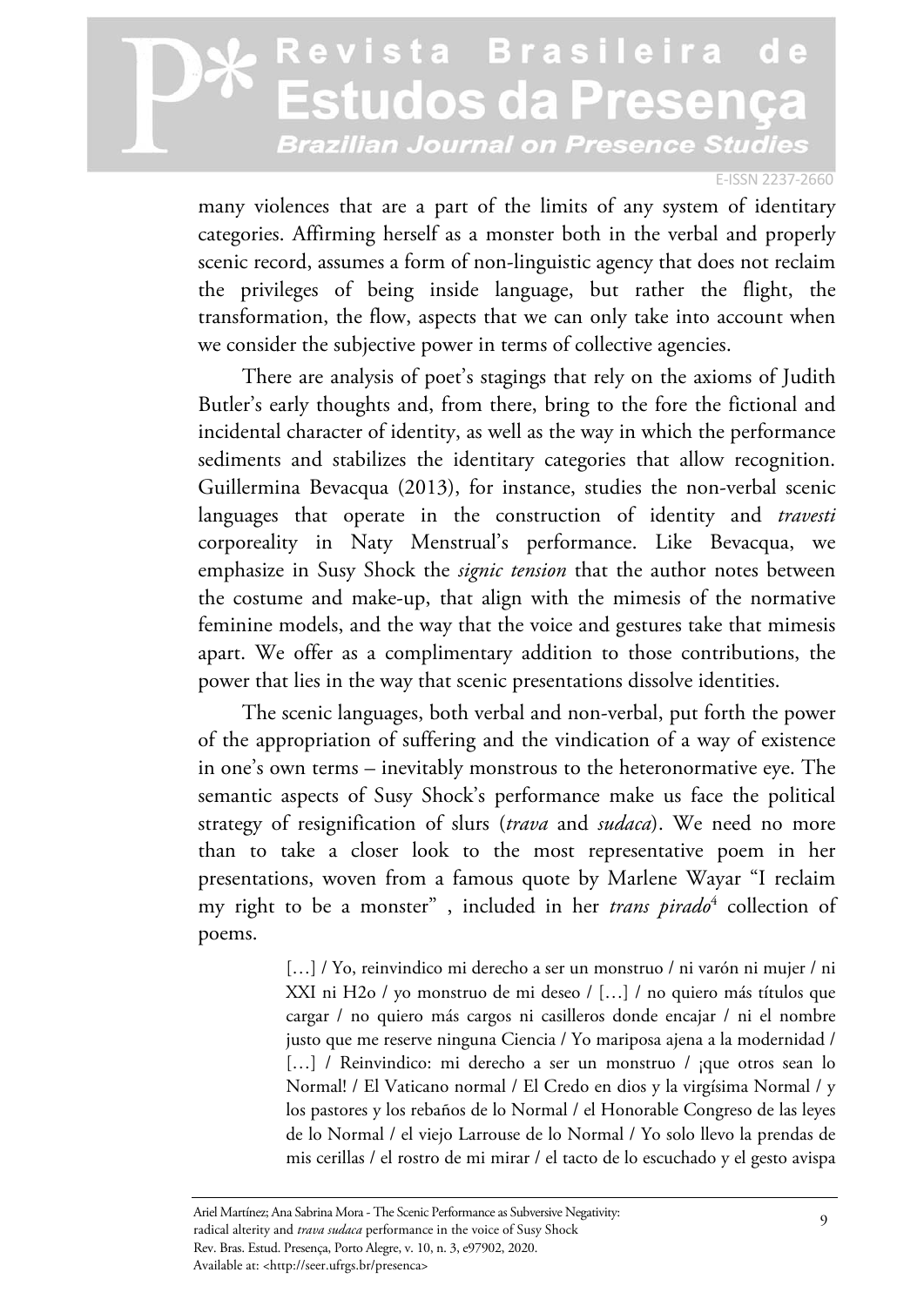many violences that are a part of the limits of any system of identitary categories. Affirming herself as a monster both in the verbal and properly scenic record, assumes a form of non-linguistic agency that does not reclaim the privileges of being inside language, but rather the flight, the transformation, the flow, aspects that we can only take into account when we consider the subjective power in terms of collective agencies.

There are analysis of poet's stagings that rely on the axioms of Judith Butler's early thoughts and, from there, bring to the fore the fictional and incidental character of identity, as well as the way in which the performance sediments and stabilizes the identitary categories that allow recognition. Guillermina Bevacqua (2013), for instance, studies the non-verbal scenic languages that operate in the construction of identity and *travesti* corporeality in Naty Menstrual's performance. Like Bevacqua, we emphasize in Susy Shock the *signic tension* that the author notes between the costume and make-up, that align with the mimesis of the normative feminine models, and the way that the voice and gestures take that mimesis apart. We offer as a complimentary addition to those contributions, the power that lies in the way that scenic presentations dissolve identities.

The scenic languages, both verbal and non-verbal, put forth the power of the appropriation of suffering and the vindication of a way of existence in one's own terms – inevitably monstrous to the heteronormative eye. The semantic aspects of Susy Shock's performance make us face the political strategy of resignification of slurs (*trava* and *sudaca*). We need no more than to take a closer look to the most representative poem in her presentations, woven from a famous quote by Marlene Wayar "I reclaim my right to be a monster" , included in her *trans pirado*[4] collection of poems.

> […] / Yo, reinvindico mi derecho a ser un monstruo / ni varón ni mujer / ni XXI ni H2o / yo monstruo de mi deseo / […] / no quiero más títulos que cargar / no quiero más cargos ni casilleros donde encajar / ni el nombre justo que me reserve ninguna Ciencia / Yo mariposa ajena a la modernidad / […] / Reinvindico: mi derecho a ser un monstruo / ¡que otros sean lo Normal! / El Vaticano normal / El Credo en dios y la virgísima Normal / y los pastores y los rebaños de lo Normal / el Honorable Congreso de las leyes de lo Normal / el viejo Larrouse de lo Normal / Yo solo llevo la prendas de mis cerillas / el rostro de mi mirar / el tacto de lo escuchado y el gesto avispa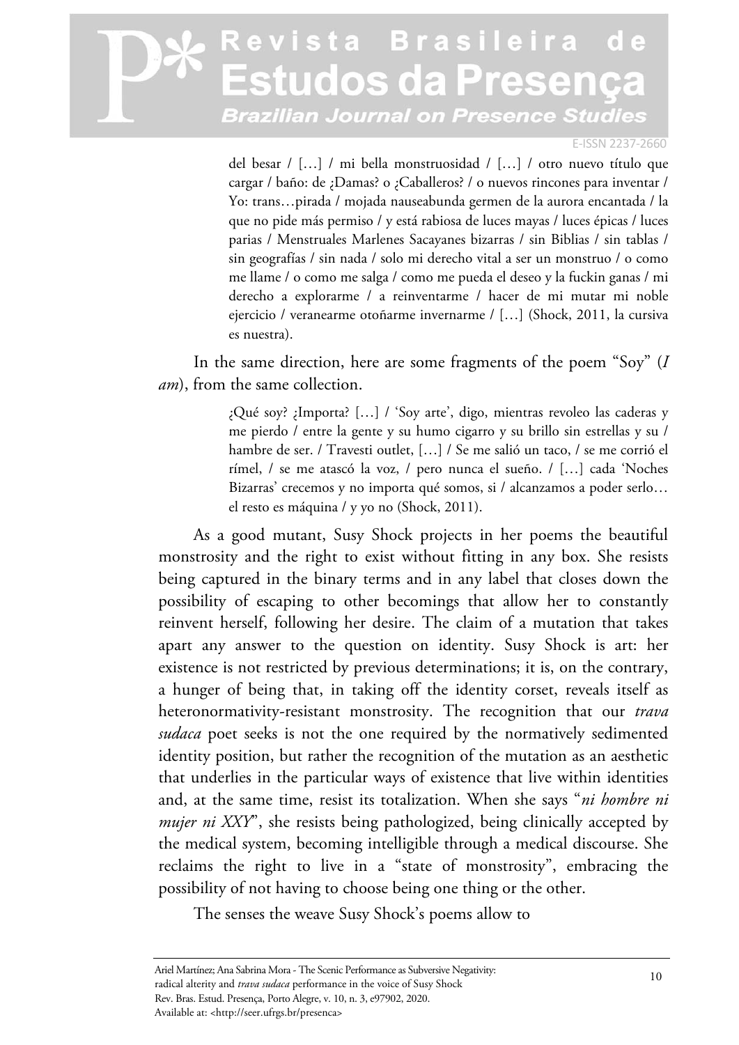> del besar / […] / mi bella monstruosidad / […] / otro nuevo título que cargar / baño: de ¿Damas? o ¿Caballeros? / o nuevos rincones para inventar / Yo: trans…pirada / mojada nauseabunda germen de la aurora encantada / la que no pide más permiso / y está rabiosa de luces mayas / luces épicas / luces parias / Menstruales Marlenes Sacayanes bizarras / sin Biblias / sin tablas / sin geografías / sin nada / solo mi derecho vital a ser un monstruo / o como me llame / o como me salga / como me pueda el deseo y la fuckin ganas / mi derecho a explorarme / a reinventarme / hacer de mi mutar mi noble ejercicio / veranearme otoñarme invernarme / […] (Shock, 2011, la cursiva es nuestra).

In the same direction, here are some fragments of the poem "Soy" (*I am*), from the same collection.

> ¿Qué soy? ¿Importa? […] / 'Soy arte', digo, mientras revoleo las caderas y me pierdo / entre la gente y su humo cigarro y su brillo sin estrellas y su / hambre de ser. / Travesti outlet, […] / Se me salió un taco, / se me corrió el rímel, / se me atascó la voz, / pero nunca el sueño. / […] cada 'Noches Bizarras' crecemos y no importa qué somos, si / alcanzamos a poder serlo… el resto es máquina / y yo no (Shock, 2011).

As a good mutant, Susy Shock projects in her poems the beautiful monstrosity and the right to exist without fitting in any box. She resists being captured in the binary terms and in any label that closes down the possibility of escaping to other becomings that allow her to constantly reinvent herself, following her desire. The claim of a mutation that takes apart any answer to the question on identity. Susy Shock is art: her existence is not restricted by previous determinations; it is, on the contrary, a hunger of being that, in taking off the identity corset, reveals itself as heteronormativity-resistant monstrosity. The recognition that our *trava sudaca* poet seeks is not the one required by the normatively sedimented identity position, but rather the recognition of the mutation as an aesthetic that underlies in the particular ways of existence that live within identities and, at the same time, resist its totalization. When she says "*ni hombre ni mujer ni XXY*", she resists being pathologized, being clinically accepted by the medical system, becoming intelligible through a medical discourse. She reclaims the right to live in a "state of monstrosity", embracing the possibility of not having to choose being one thing or the other.

The senses the weave Susy Shock's poems allow to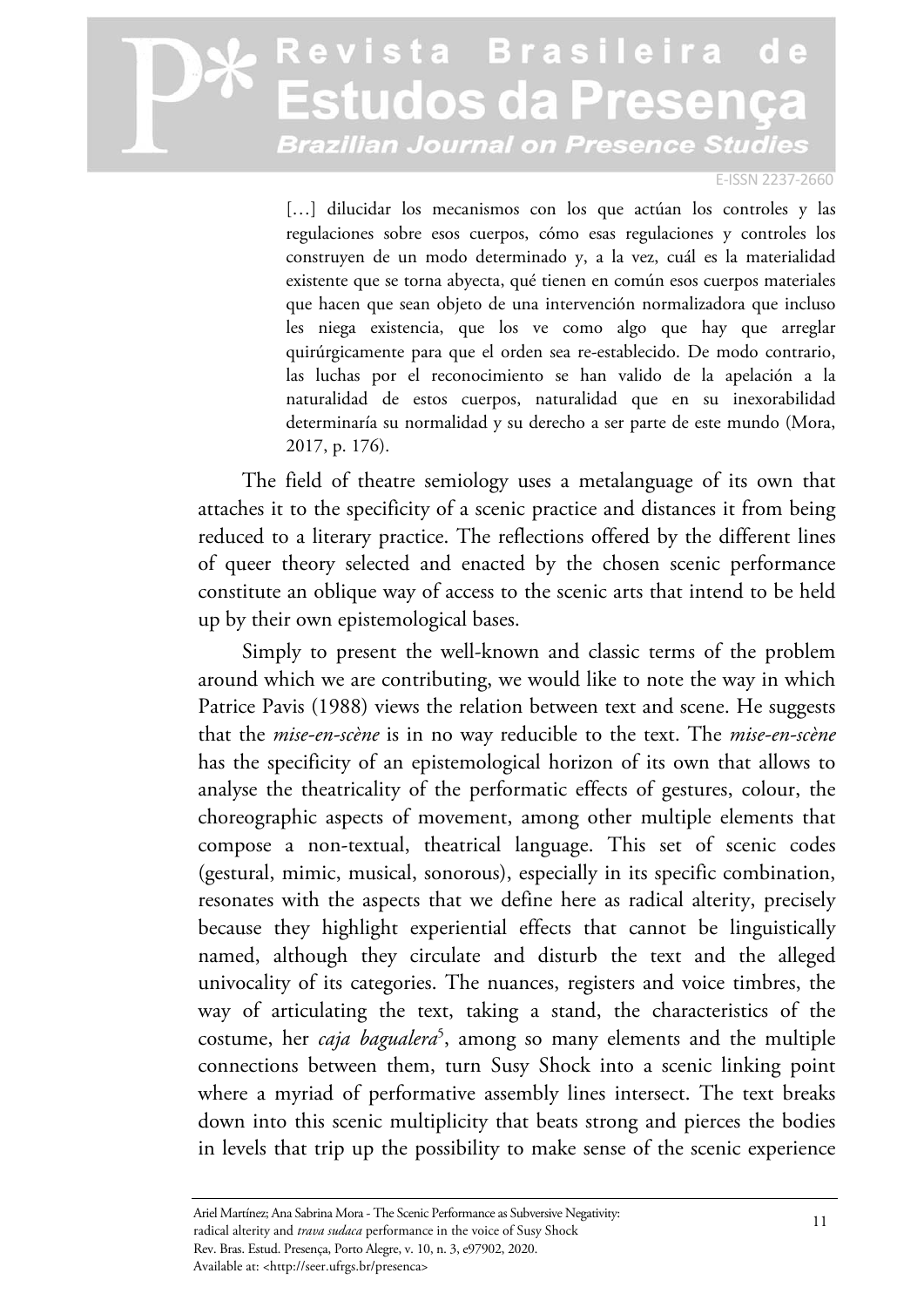> […] dilucidar los mecanismos con los que actúan los controles y las regulaciones sobre esos cuerpos, cómo esas regulaciones y controles los construyen de un modo determinado y, a la vez, cuál es la materialidad existente que se torna abyecta, qué tienen en común esos cuerpos materiales que hacen que sean objeto de una intervención normalizadora que incluso les niega existencia, que los ve como algo que hay que arreglar quirúrgicamente para que el orden sea re-establecido. De modo contrario, las luchas por el reconocimiento se han valido de la apelación a la naturalidad de estos cuerpos, naturalidad que en su inexorabilidad determinaría su normalidad y su derecho a ser parte de este mundo (Mora, 2017, p. 176).

The field of theatre semiology uses a metalanguage of its own that attaches it to the specificity of a scenic practice and distances it from being reduced to a literary practice. The reflections offered by the different lines of queer theory selected and enacted by the chosen scenic performance constitute an oblique way of access to the scenic arts that intend to be held up by their own epistemological bases.

Simply to present the well-known and classic terms of the problem around which we are contributing, we would like to note the way in which Patrice Pavis (1988) views the relation between text and scene. He suggests that the *mise-en-scène* is in no way reducible to the text. The *mise-en-scène* has the specificity of an epistemological horizon of its own that allows to analyse the theatricality of the performatic effects of gestures, colour, the choreographic aspects of movement, among other multiple elements that compose a non-textual, theatrical language. This set of scenic codes (gestural, mimic, musical, sonorous), especially in its specific combination, resonates with the aspects that we define here as radical alterity, precisely because they highlight experiential effects that cannot be linguistically named, although they circulate and disturb the text and the alleged univocality of its categories. The nuances, registers and voice timbres, the way of articulating the text, taking a stand, the characteristics of the costume, her *caja bagualera*[5], among so many elements and the multiple connections between them, turn Susy Shock into a scenic linking point where a myriad of performative assembly lines intersect. The text breaks down into this scenic multiplicity that beats strong and pierces the bodies in levels that trip up the possibility to make sense of the scenic experience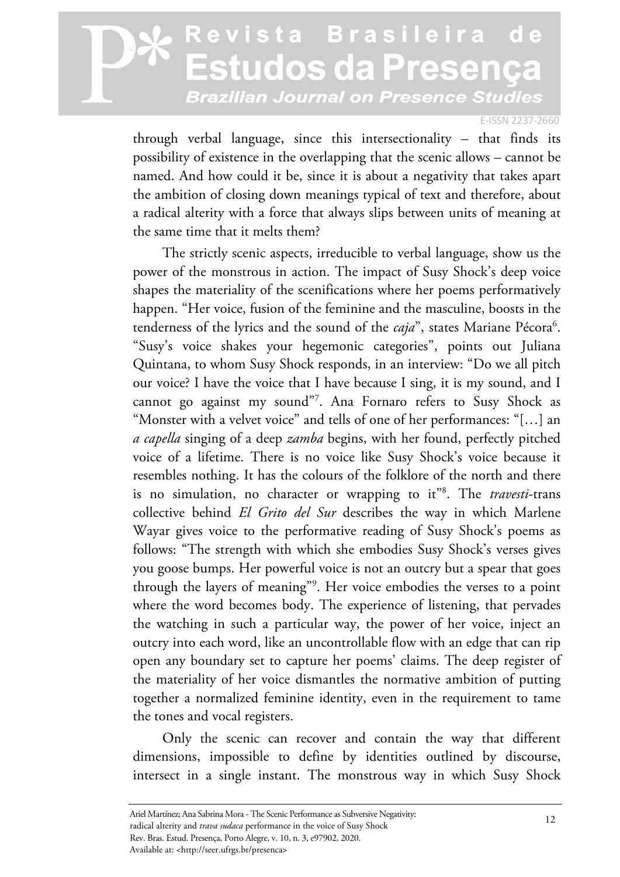through verbal language, since this intersectionality – that finds its possibility of existence in the overlapping that the scenic allows – cannot be named. And how could it be, since it is about a negativity that takes apart the ambition of closing down meanings typical of text and therefore, about a radical alterity with a force that always slips between units of meaning at the same time that it melts them?

The strictly scenic aspects, irreducible to verbal language, show us the power of the monstrous in action. The impact of Susy Shock's deep voice shapes the materiality of the scenifications where her poems performatively happen. "Her voice, fusion of the feminine and the masculine, boosts in the tenderness of the lyrics and the sound of the *caja*", states Mariane Pécora[6]. "Susy's voice shakes your hegemonic categories", points out Juliana Quintana, to whom Susy Shock responds, in an interview: "Do we all pitch our voice? I have the voice that I have because I sing, it is my sound, and I cannot go against my sound"[7]. Ana Fornaro refers to Susy Shock as "Monster with a velvet voice" and tells of one of her performances: "[…] an *a capella* singing of a deep *zamba* begins, with her found, perfectly pitched voice of a lifetime. There is no voice like Susy Shock's voice because it resembles nothing. It has the colours of the folklore of the north and there is no simulation, no character or wrapping to it"[8]. The *travesti*-trans collective behind *El Grito del Sur* describes the way in which Marlene Wayar gives voice to the performative reading of Susy Shock's poems as follows: "The strength with which she embodies Susy Shock's verses gives you goose bumps. Her powerful voice is not an outcry but a spear that goes through the layers of meaning"[9]. Her voice embodies the verses to a point where the word becomes body. The experience of listening, that pervades the watching in such a particular way, the power of her voice, inject an outcry into each word, like an uncontrollable flow with an edge that can rip open any boundary set to capture her poems' claims. The deep register of the materiality of her voice dismantles the normative ambition of putting together a normalized feminine identity, even in the requirement to tame the tones and vocal registers.

Only the scenic can recover and contain the way that different dimensions, impossible to define by identities outlined by discourse, intersect in a single instant. The monstrous way in which Susy Shock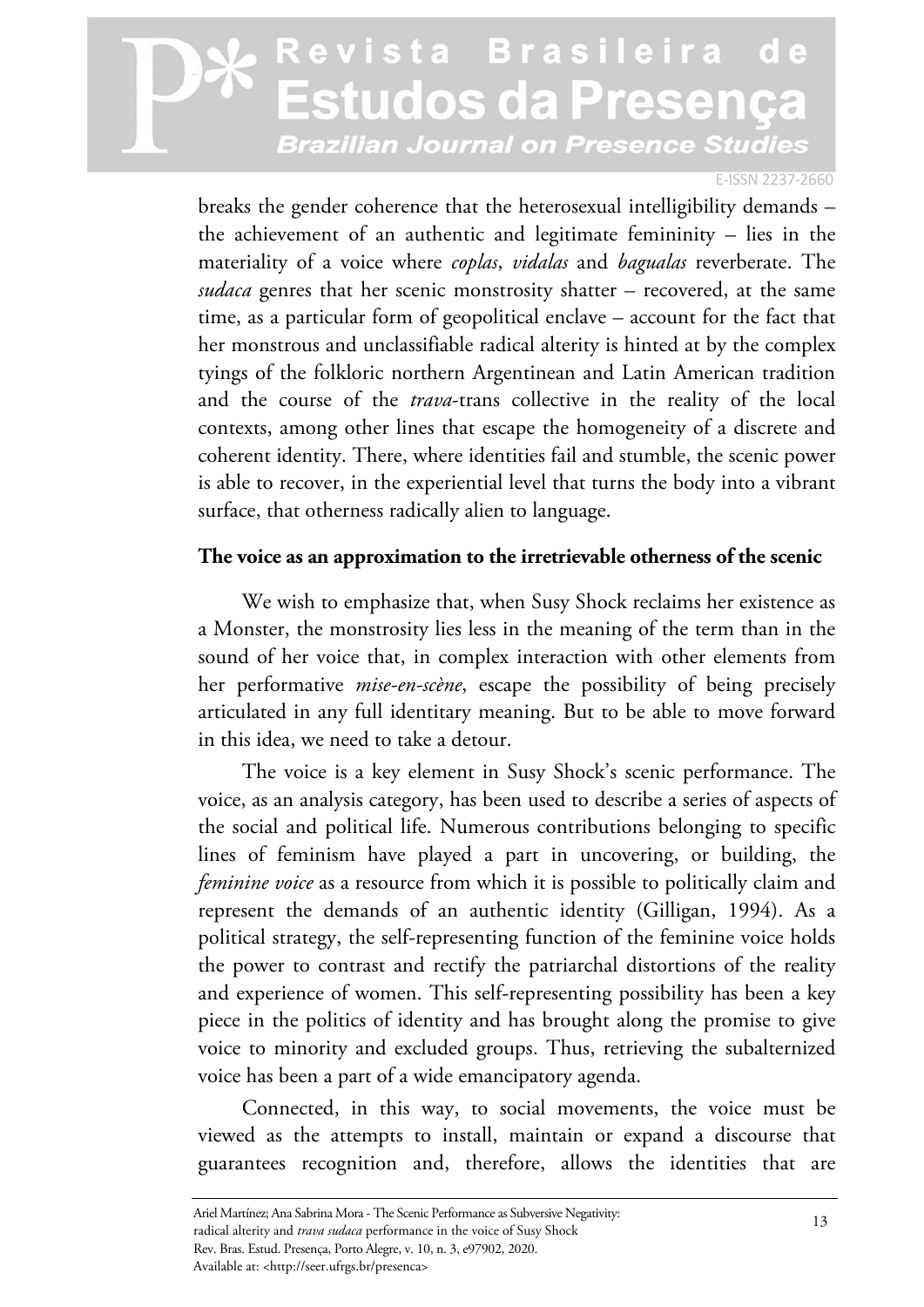breaks the gender coherence that the heterosexual intelligibility demands – the achievement of an authentic and legitimate femininity – lies in the materiality of a voice where *coplas*, *vidalas* and *bagualas* reverberate. The *sudaca* genres that her scenic monstrosity shatter – recovered, at the same time, as a particular form of geopolitical enclave – account for the fact that her monstrous and unclassifiable radical alterity is hinted at by the complex tyings of the folkloric northern Argentinean and Latin American tradition and the course of the *trava*-trans collective in the reality of the local contexts, among other lines that escape the homogeneity of a discrete and coherent identity. There, where identities fail and stumble, the scenic power is able to recover, in the experiential level that turns the body into a vibrant surface, that otherness radically alien to language.

## The voice as an approximation to the irretrievable otherness of the scenic

We wish to emphasize that, when Susy Shock reclaims her existence as a Monster, the monstrosity lies less in the meaning of the term than in the sound of her voice that, in complex interaction with other elements from her performative *mise-en-scène*, escape the possibility of being precisely articulated in any full identitary meaning. But to be able to move forward in this idea, we need to take a detour.

The voice is a key element in Susy Shock's scenic performance. The voice, as an analysis category, has been used to describe a series of aspects of the social and political life. Numerous contributions belonging to specific lines of feminism have played a part in uncovering, or building, the *feminine voice* as a resource from which it is possible to politically claim and represent the demands of an authentic identity (Gilligan, 1994). As a political strategy, the self-representing function of the feminine voice holds the power to contrast and rectify the patriarchal distortions of the reality and experience of women. This self-representing possibility has been a key piece in the politics of identity and has brought along the promise to give voice to minority and excluded groups. Thus, retrieving the subalternized voice has been a part of a wide emancipatory agenda.

Connected, in this way, to social movements, the voice must be viewed as the attempts to install, maintain or expand a discourse that guarantees recognition and, therefore, allows the identities that are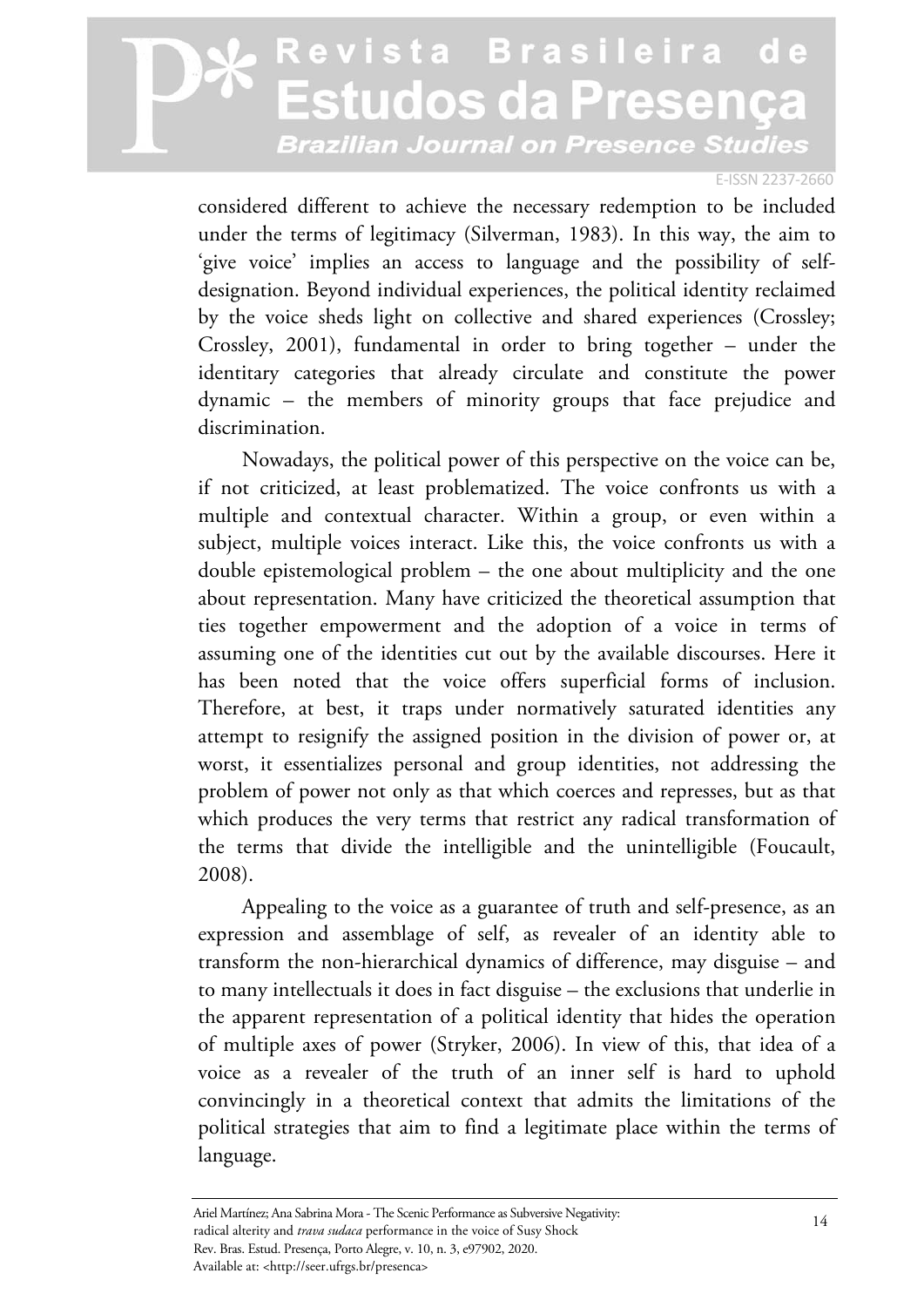considered different to achieve the necessary redemption to be included under the terms of legitimacy (Silverman, 1983). In this way, the aim to 'give voice' implies an access to language and the possibility of self-designation. Beyond individual experiences, the political identity reclaimed by the voice sheds light on collective and shared experiences (Crossley; Crossley, 2001), fundamental in order to bring together – under the identitary categories that already circulate and constitute the power dynamic – the members of minority groups that face prejudice and discrimination.

Nowadays, the political power of this perspective on the voice can be, if not criticized, at least problematized. The voice confronts us with a multiple and contextual character. Within a group, or even within a subject, multiple voices interact. Like this, the voice confronts us with a double epistemological problem – the one about multiplicity and the one about representation. Many have criticized the theoretical assumption that ties together empowerment and the adoption of a voice in terms of assuming one of the identities cut out by the available discourses. Here it has been noted that the voice offers superficial forms of inclusion. Therefore, at best, it traps under normatively saturated identities any attempt to resignify the assigned position in the division of power or, at worst, it essentializes personal and group identities, not addressing the problem of power not only as that which coerces and represses, but as that which produces the very terms that restrict any radical transformation of the terms that divide the intelligible and the unintelligible (Foucault, 2008).

Appealing to the voice as a guarantee of truth and self-presence, as an expression and assemblage of self, as revealer of an identity able to transform the non-hierarchical dynamics of difference, may disguise – and to many intellectuals it does in fact disguise – the exclusions that underlie in the apparent representation of a political identity that hides the operation of multiple axes of power (Stryker, 2006). In view of this, that idea of a voice as a revealer of the truth of an inner self is hard to uphold convincingly in a theoretical context that admits the limitations of the political strategies that aim to find a legitimate place within the terms of language.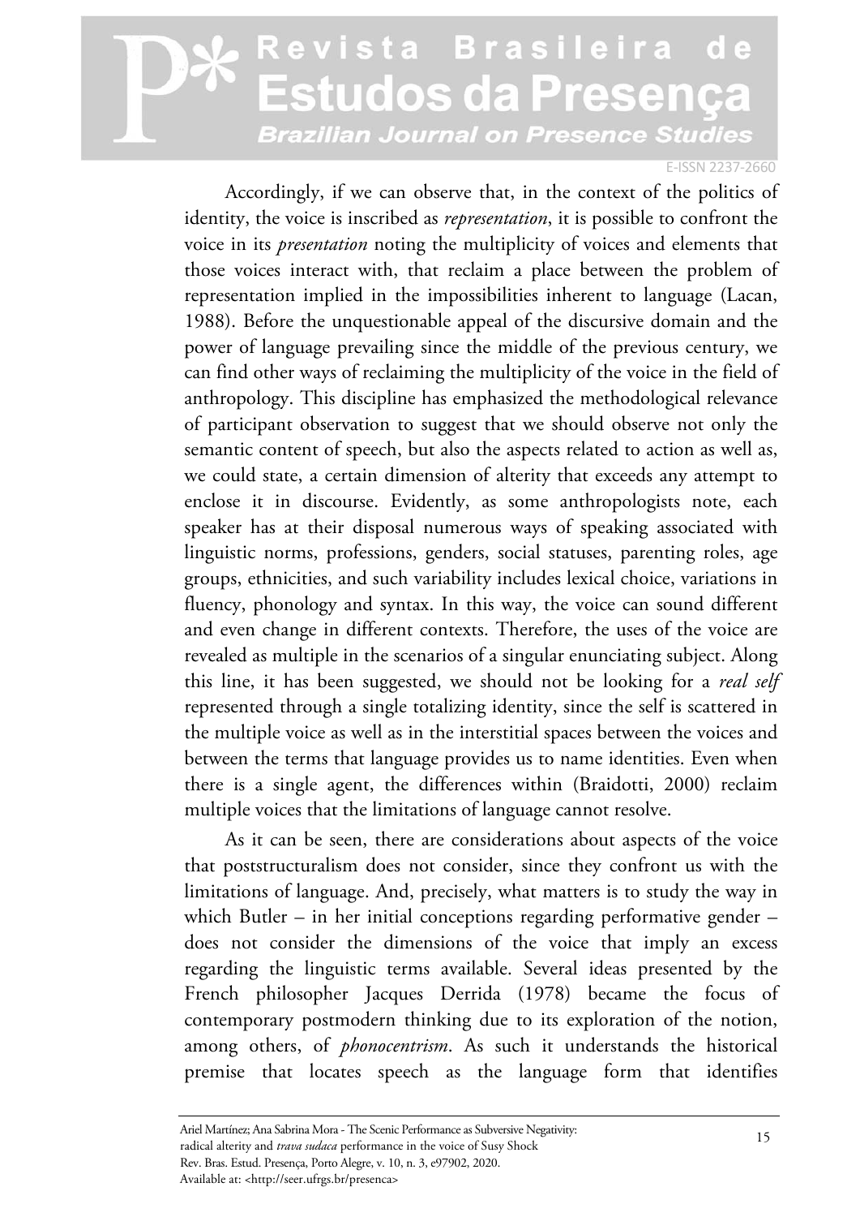Accordingly, if we can observe that, in the context of the politics of identity, the voice is inscribed as *representation*, it is possible to confront the voice in its *presentation* noting the multiplicity of voices and elements that those voices interact with, that reclaim a place between the problem of representation implied in the impossibilities inherent to language (Lacan, 1988). Before the unquestionable appeal of the discursive domain and the power of language prevailing since the middle of the previous century, we can find other ways of reclaiming the multiplicity of the voice in the field of anthropology. This discipline has emphasized the methodological relevance of participant observation to suggest that we should observe not only the semantic content of speech, but also the aspects related to action as well as, we could state, a certain dimension of alterity that exceeds any attempt to enclose it in discourse. Evidently, as some anthropologists note, each speaker has at their disposal numerous ways of speaking associated with linguistic norms, professions, genders, social statuses, parenting roles, age groups, ethnicities, and such variability includes lexical choice, variations in fluency, phonology and syntax. In this way, the voice can sound different and even change in different contexts. Therefore, the uses of the voice are revealed as multiple in the scenarios of a singular enunciating subject. Along this line, it has been suggested, we should not be looking for a *real self* represented through a single totalizing identity, since the self is scattered in the multiple voice as well as in the interstitial spaces between the voices and between the terms that language provides us to name identities. Even when there is a single agent, the differences within (Braidotti, 2000) reclaim multiple voices that the limitations of language cannot resolve.

As it can be seen, there are considerations about aspects of the voice that poststructuralism does not consider, since they confront us with the limitations of language. And, precisely, what matters is to study the way in which Butler – in her initial conceptions regarding performative gender – does not consider the dimensions of the voice that imply an excess regarding the linguistic terms available. Several ideas presented by the French philosopher Jacques Derrida (1978) became the focus of contemporary postmodern thinking due to its exploration of the notion, among others, of *phonocentrism*. As such it understands the historical premise that locates speech as the language form that identifies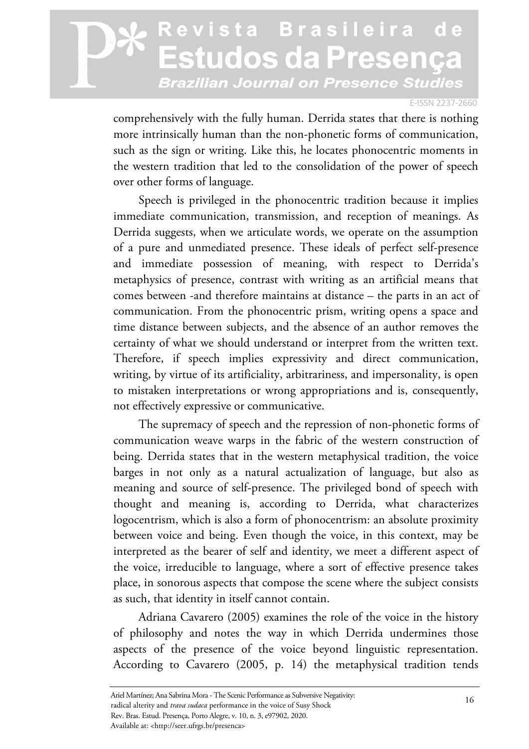comprehensively with the fully human. Derrida states that there is nothing more intrinsically human than the non-phonetic forms of communication, such as the sign or writing. Like this, he locates phonocentric moments in the western tradition that led to the consolidation of the power of speech over other forms of language.

Speech is privileged in the phonocentric tradition because it implies immediate communication, transmission, and reception of meanings. As Derrida suggests, when we articulate words, we operate on the assumption of a pure and unmediated presence. These ideals of perfect self-presence and immediate possession of meaning, with respect to Derrida's metaphysics of presence, contrast with writing as an artificial means that comes between -and therefore maintains at distance – the parts in an act of communication. From the phonocentric prism, writing opens a space and time distance between subjects, and the absence of an author removes the certainty of what we should understand or interpret from the written text. Therefore, if speech implies expressivity and direct communication, writing, by virtue of its artificiality, arbitrariness, and impersonality, is open to mistaken interpretations or wrong appropriations and is, consequently, not effectively expressive or communicative.

The supremacy of speech and the repression of non-phonetic forms of communication weave warps in the fabric of the western construction of being. Derrida states that in the western metaphysical tradition, the voice barges in not only as a natural actualization of language, but also as meaning and source of self-presence. The privileged bond of speech with thought and meaning is, according to Derrida, what characterizes logocentrism, which is also a form of phonocentrism: an absolute proximity between voice and being. Even though the voice, in this context, may be interpreted as the bearer of self and identity, we meet a different aspect of the voice, irreducible to language, where a sort of effective presence takes place, in sonorous aspects that compose the scene where the subject consists as such, that identity in itself cannot contain.

Adriana Cavarero (2005) examines the role of the voice in the history of philosophy and notes the way in which Derrida undermines those aspects of the presence of the voice beyond linguistic representation. According to Cavarero (2005, p. 14) the metaphysical tradition tends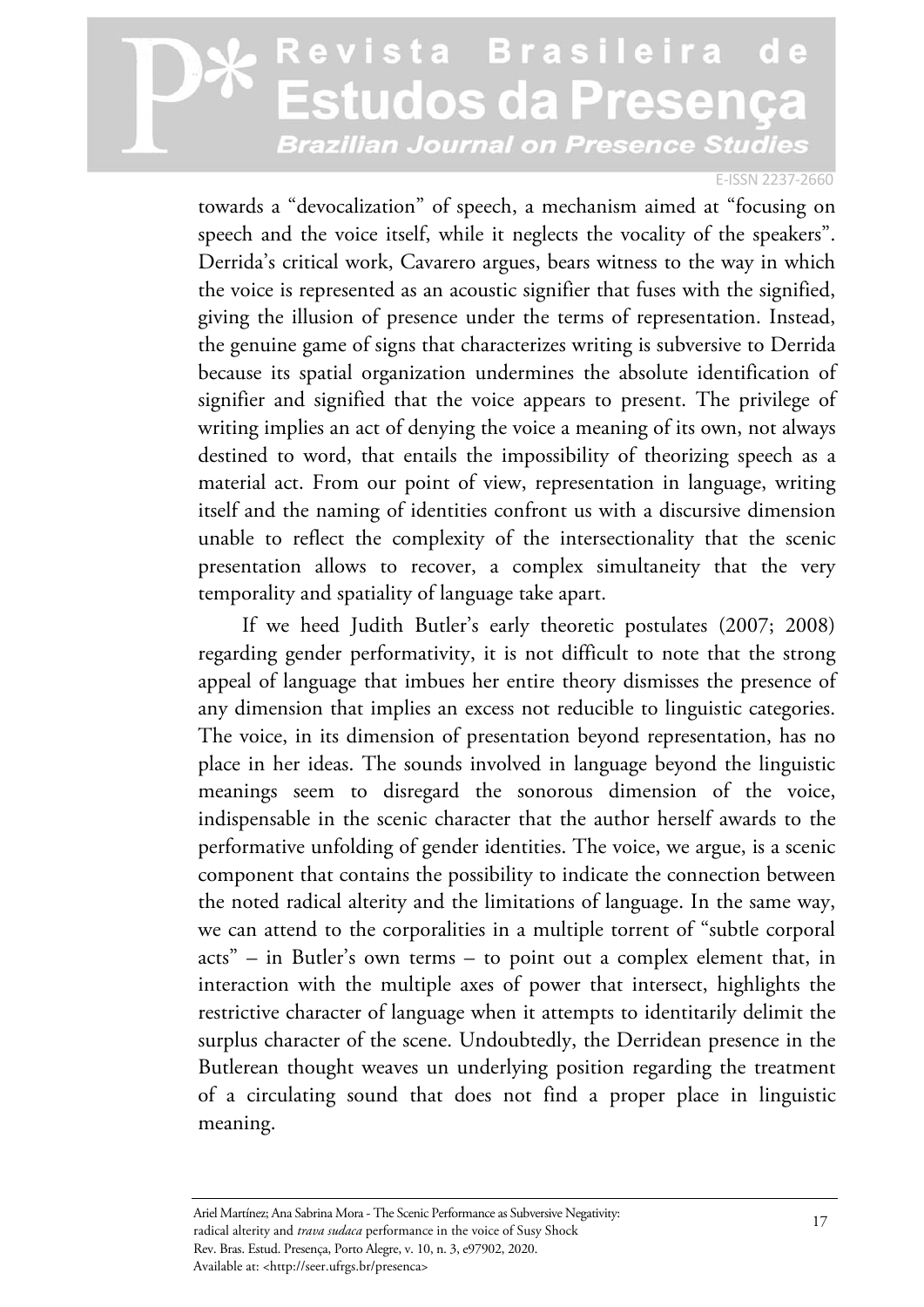towards a "devocalization" of speech, a mechanism aimed at "focusing on speech and the voice itself, while it neglects the vocality of the speakers". Derrida's critical work, Cavarero argues, bears witness to the way in which the voice is represented as an acoustic signifier that fuses with the signified, giving the illusion of presence under the terms of representation. Instead, the genuine game of signs that characterizes writing is subversive to Derrida because its spatial organization undermines the absolute identification of signifier and signified that the voice appears to present. The privilege of writing implies an act of denying the voice a meaning of its own, not always destined to word, that entails the impossibility of theorizing speech as a material act. From our point of view, representation in language, writing itself and the naming of identities confront us with a discursive dimension unable to reflect the complexity of the intersectionality that the scenic presentation allows to recover, a complex simultaneity that the very temporality and spatiality of language take apart.

If we heed Judith Butler's early theoretic postulates (2007; 2008) regarding gender performativity, it is not difficult to note that the strong appeal of language that imbues her entire theory dismisses the presence of any dimension that implies an excess not reducible to linguistic categories. The voice, in its dimension of presentation beyond representation, has no place in her ideas. The sounds involved in language beyond the linguistic meanings seem to disregard the sonorous dimension of the voice, indispensable in the scenic character that the author herself awards to the performative unfolding of gender identities. The voice, we argue, is a scenic component that contains the possibility to indicate the connection between the noted radical alterity and the limitations of language. In the same way, we can attend to the corporalities in a multiple torrent of "subtle corporal acts" – in Butler's own terms – to point out a complex element that, in interaction with the multiple axes of power that intersect, highlights the restrictive character of language when it attempts to identitarily delimit the surplus character of the scene. Undoubtedly, the Derridean presence in the Butlerean thought weaves un underlying position regarding the treatment of a circulating sound that does not find a proper place in linguistic meaning.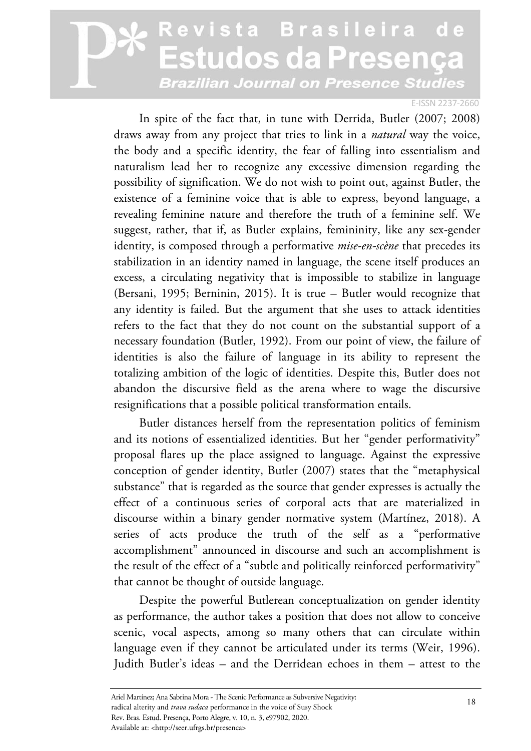In spite of the fact that, in tune with Derrida, Butler (2007; 2008) draws away from any project that tries to link in a *natural* way the voice, the body and a specific identity, the fear of falling into essentialism and naturalism lead her to recognize any excessive dimension regarding the possibility of signification. We do not wish to point out, against Butler, the existence of a feminine voice that is able to express, beyond language, a revealing feminine nature and therefore the truth of a feminine self. We suggest, rather, that if, as Butler explains, femininity, like any sex-gender identity, is composed through a performative *mise-en-scène* that precedes its stabilization in an identity named in language, the scene itself produces an excess, a circulating negativity that is impossible to stabilize in language (Bersani, 1995; Berninin, 2015). It is true – Butler would recognize that any identity is failed. But the argument that she uses to attack identities refers to the fact that they do not count on the substantial support of a necessary foundation (Butler, 1992). From our point of view, the failure of identities is also the failure of language in its ability to represent the totalizing ambition of the logic of identities. Despite this, Butler does not abandon the discursive field as the arena where to wage the discursive resignifications that a possible political transformation entails.

Butler distances herself from the representation politics of feminism and its notions of essentialized identities. But her "gender performativity" proposal flares up the place assigned to language. Against the expressive conception of gender identity, Butler (2007) states that the "metaphysical substance" that is regarded as the source that gender expresses is actually the effect of a continuous series of corporal acts that are materialized in discourse within a binary gender normative system (Martínez, 2018). A series of acts produce the truth of the self as a "performative accomplishment" announced in discourse and such an accomplishment is the result of the effect of a "subtle and politically reinforced performativity" that cannot be thought of outside language.

Despite the powerful Butlerean conceptualization on gender identity as performance, the author takes a position that does not allow to conceive scenic, vocal aspects, among so many others that can circulate within language even if they cannot be articulated under its terms (Weir, 1996). Judith Butler's ideas – and the Derridean echoes in them – attest to the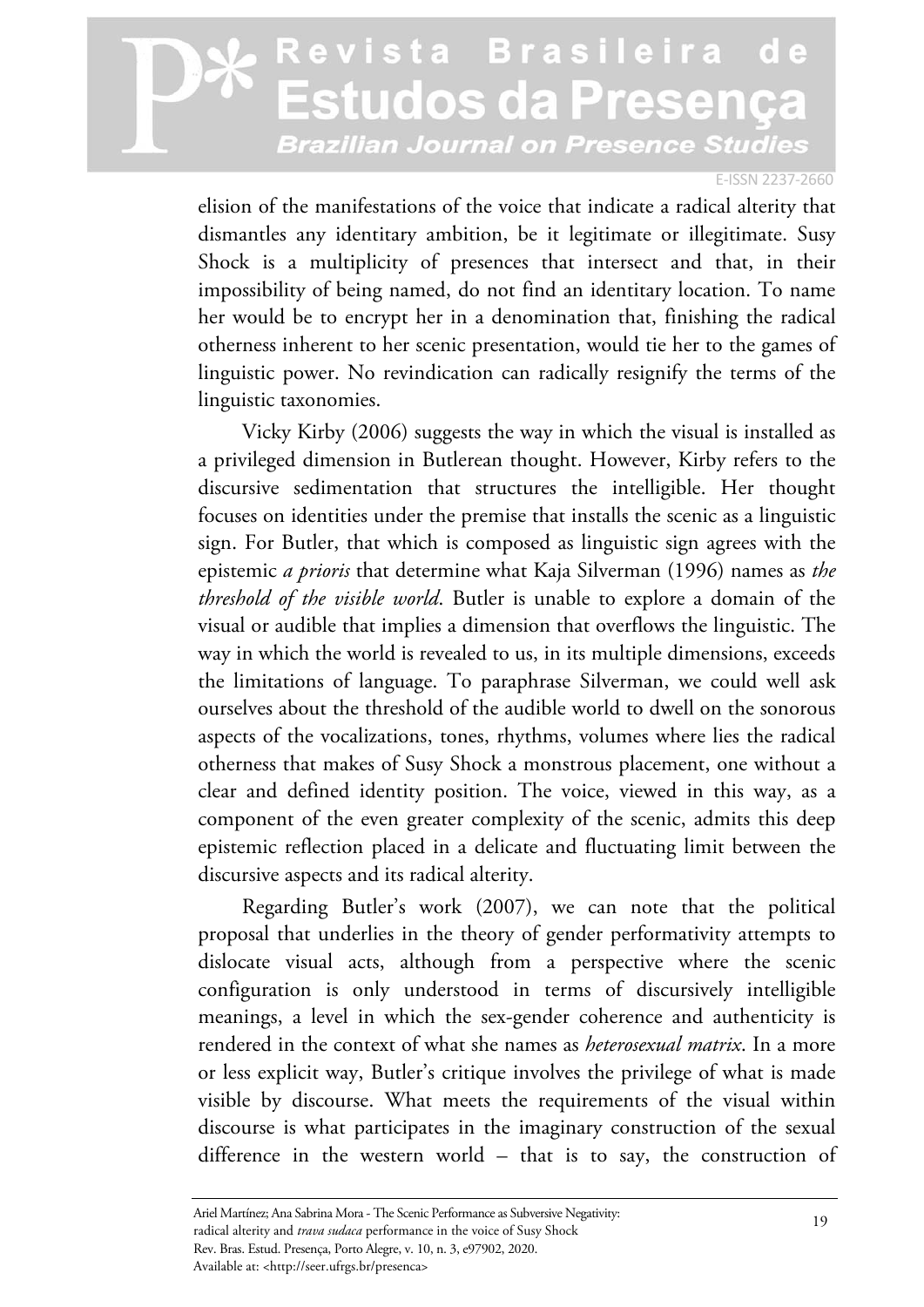elision of the manifestations of the voice that indicate a radical alterity that dismantles any identitary ambition, be it legitimate or illegitimate. Susy Shock is a multiplicity of presences that intersect and that, in their impossibility of being named, do not find an identitary location. To name her would be to encrypt her in a denomination that, finishing the radical otherness inherent to her scenic presentation, would tie her to the games of linguistic power. No revindication can radically resignify the terms of the linguistic taxonomies.

Vicky Kirby (2006) suggests the way in which the visual is installed as a privileged dimension in Butlerean thought. However, Kirby refers to the discursive sedimentation that structures the intelligible. Her thought focuses on identities under the premise that installs the scenic as a linguistic sign. For Butler, that which is composed as linguistic sign agrees with the epistemic *a prioris* that determine what Kaja Silverman (1996) names as *the threshold of the visible world*. Butler is unable to explore a domain of the visual or audible that implies a dimension that overflows the linguistic. The way in which the world is revealed to us, in its multiple dimensions, exceeds the limitations of language. To paraphrase Silverman, we could well ask ourselves about the threshold of the audible world to dwell on the sonorous aspects of the vocalizations, tones, rhythms, volumes where lies the radical otherness that makes of Susy Shock a monstrous placement, one without a clear and defined identity position. The voice, viewed in this way, as a component of the even greater complexity of the scenic, admits this deep epistemic reflection placed in a delicate and fluctuating limit between the discursive aspects and its radical alterity.

Regarding Butler's work (2007), we can note that the political proposal that underlies in the theory of gender performativity attempts to dislocate visual acts, although from a perspective where the scenic configuration is only understood in terms of discursively intelligible meanings, a level in which the sex-gender coherence and authenticity is rendered in the context of what she names as *heterosexual matrix*. In a more or less explicit way, Butler's critique involves the privilege of what is made visible by discourse. What meets the requirements of the visual within discourse is what participates in the imaginary construction of the sexual difference in the western world – that is to say, the construction of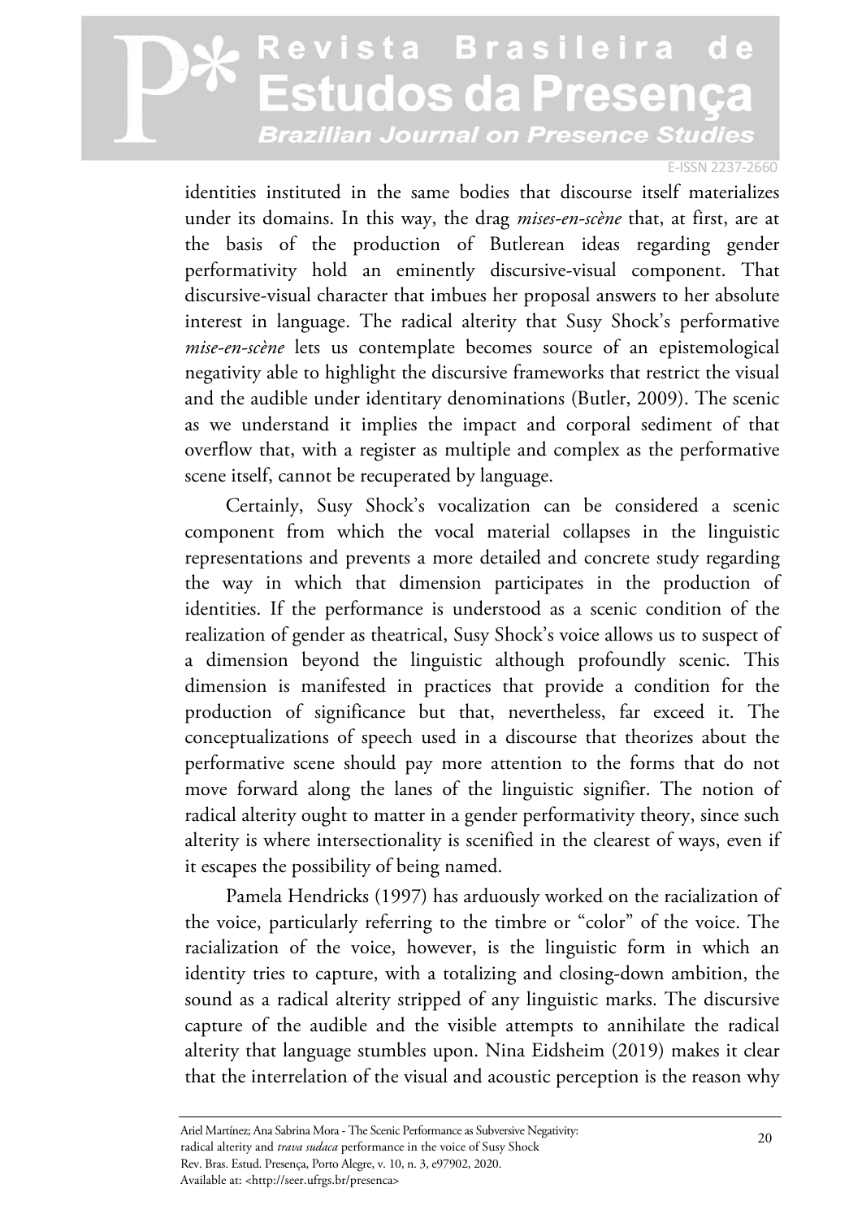identities instituted in the same bodies that discourse itself materializes under its domains. In this way, the drag *mises-en-scène* that, at first, are at the basis of the production of Butlerean ideas regarding gender performativity hold an eminently discursive-visual component. That discursive-visual character that imbues her proposal answers to her absolute interest in language. The radical alterity that Susy Shock's performative *mise-en-scène* lets us contemplate becomes source of an epistemological negativity able to highlight the discursive frameworks that restrict the visual and the audible under identitary denominations (Butler, 2009). The scenic as we understand it implies the impact and corporal sediment of that overflow that, with a register as multiple and complex as the performative scene itself, cannot be recuperated by language.

Certainly, Susy Shock's vocalization can be considered a scenic component from which the vocal material collapses in the linguistic representations and prevents a more detailed and concrete study regarding the way in which that dimension participates in the production of identities. If the performance is understood as a scenic condition of the realization of gender as theatrical, Susy Shock's voice allows us to suspect of a dimension beyond the linguistic although profoundly scenic. This dimension is manifested in practices that provide a condition for the production of significance but that, nevertheless, far exceed it. The conceptualizations of speech used in a discourse that theorizes about the performative scene should pay more attention to the forms that do not move forward along the lanes of the linguistic signifier. The notion of radical alterity ought to matter in a gender performativity theory, since such alterity is where intersectionality is scenified in the clearest of ways, even if it escapes the possibility of being named.

Pamela Hendricks (1997) has arduously worked on the racialization of the voice, particularly referring to the timbre or "color" of the voice. The racialization of the voice, however, is the linguistic form in which an identity tries to capture, with a totalizing and closing-down ambition, the sound as a radical alterity stripped of any linguistic marks. The discursive capture of the audible and the visible attempts to annihilate the radical alterity that language stumbles upon. Nina Eidsheim (2019) makes it clear that the interrelation of the visual and acoustic perception is the reason why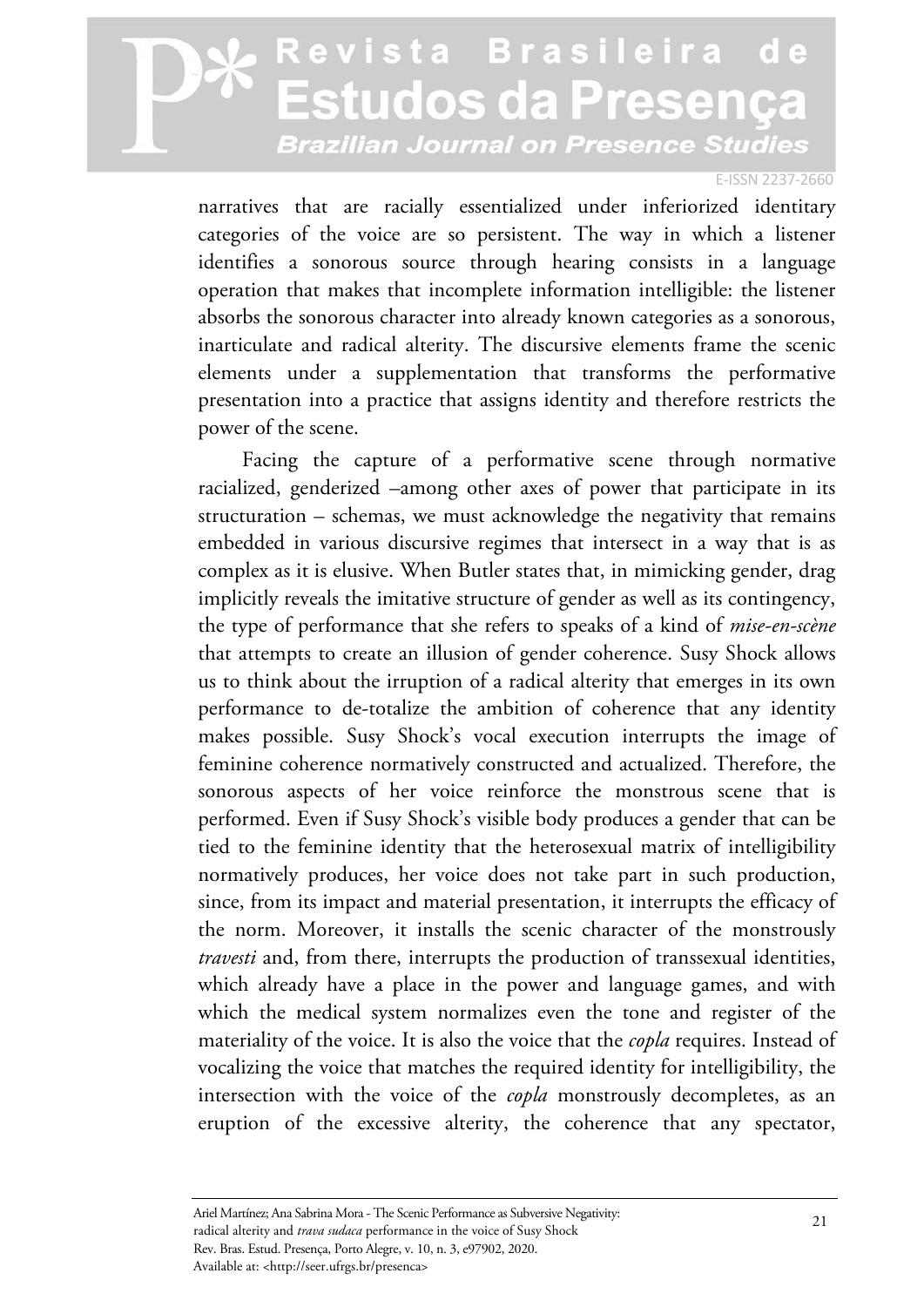narratives that are racially essentialized under inferiorized identitary categories of the voice are so persistent. The way in which a listener identifies a sonorous source through hearing consists in a language operation that makes that incomplete information intelligible: the listener absorbs the sonorous character into already known categories as a sonorous, inarticulate and radical alterity. The discursive elements frame the scenic elements under a supplementation that transforms the performative presentation into a practice that assigns identity and therefore restricts the power of the scene.

Facing the capture of a performative scene through normative racialized, genderized –among other axes of power that participate in its structuration – schemas, we must acknowledge the negativity that remains embedded in various discursive regimes that intersect in a way that is as complex as it is elusive. When Butler states that, in mimicking gender, drag implicitly reveals the imitative structure of gender as well as its contingency, the type of performance that she refers to speaks of a kind of *mise-en-scène* that attempts to create an illusion of gender coherence. Susy Shock allows us to think about the irruption of a radical alterity that emerges in its own performance to de-totalize the ambition of coherence that any identity makes possible. Susy Shock's vocal execution interrupts the image of feminine coherence normatively constructed and actualized. Therefore, the sonorous aspects of her voice reinforce the monstrous scene that is performed. Even if Susy Shock's visible body produces a gender that can be tied to the feminine identity that the heterosexual matrix of intelligibility normatively produces, her voice does not take part in such production, since, from its impact and material presentation, it interrupts the efficacy of the norm. Moreover, it installs the scenic character of the monstrously *travesti* and, from there, interrupts the production of transsexual identities, which already have a place in the power and language games, and with which the medical system normalizes even the tone and register of the materiality of the voice. It is also the voice that the *copla* requires. Instead of vocalizing the voice that matches the required identity for intelligibility, the intersection with the voice of the *copla* monstrously decompletes, as an eruption of the excessive alterity, the coherence that any spectator,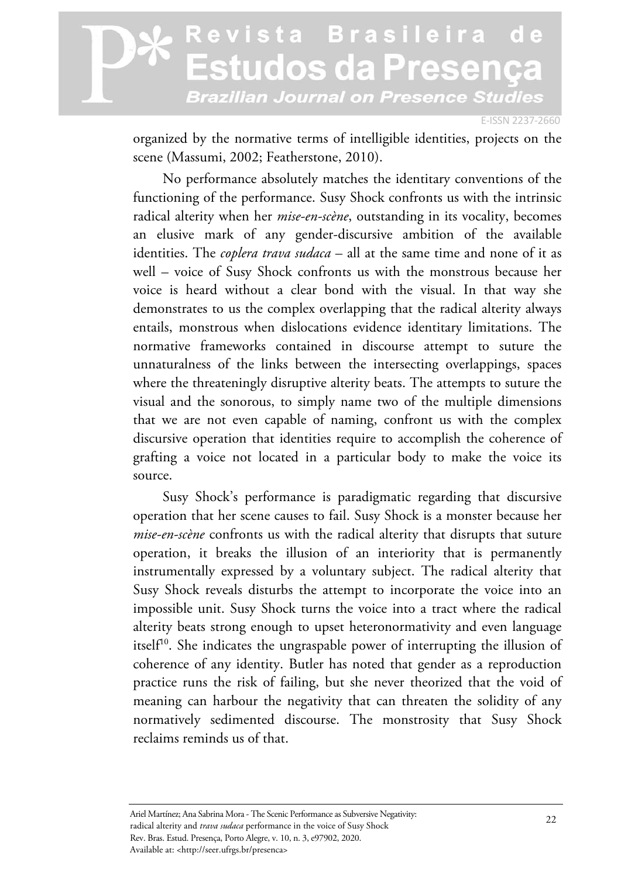organized by the normative terms of intelligible identities, projects on the scene (Massumi, 2002; Featherstone, 2010).

No performance absolutely matches the identitary conventions of the functioning of the performance. Susy Shock confronts us with the intrinsic radical alterity when her *mise-en-scène*, outstanding in its vocality, becomes an elusive mark of any gender-discursive ambition of the available identities. The *coplera trava sudaca* – all at the same time and none of it as well – voice of Susy Shock confronts us with the monstrous because her voice is heard without a clear bond with the visual. In that way she demonstrates to us the complex overlapping that the radical alterity always entails, monstrous when dislocations evidence identitary limitations. The normative frameworks contained in discourse attempt to suture the unnaturalness of the links between the intersecting overlappings, spaces where the threateningly disruptive alterity beats. The attempts to suture the visual and the sonorous, to simply name two of the multiple dimensions that we are not even capable of naming, confront us with the complex discursive operation that identities require to accomplish the coherence of grafting a voice not located in a particular body to make the voice its source.

Susy Shock's performance is paradigmatic regarding that discursive operation that her scene causes to fail. Susy Shock is a monster because her *mise-en-scène* confronts us with the radical alterity that disrupts that suture operation, it breaks the illusion of an interiority that is permanently instrumentally expressed by a voluntary subject. The radical alterity that Susy Shock reveals disturbs the attempt to incorporate the voice into an impossible unit. Susy Shock turns the voice into a tract where the radical alterity beats strong enough to upset heteronormativity and even language itself[10]. She indicates the ungraspable power of interrupting the illusion of coherence of any identity. Butler has noted that gender as a reproduction practice runs the risk of failing, but she never theorized that the void of meaning can harbour the negativity that can threaten the solidity of any normatively sedimented discourse. The monstrosity that Susy Shock reclaims reminds us of that.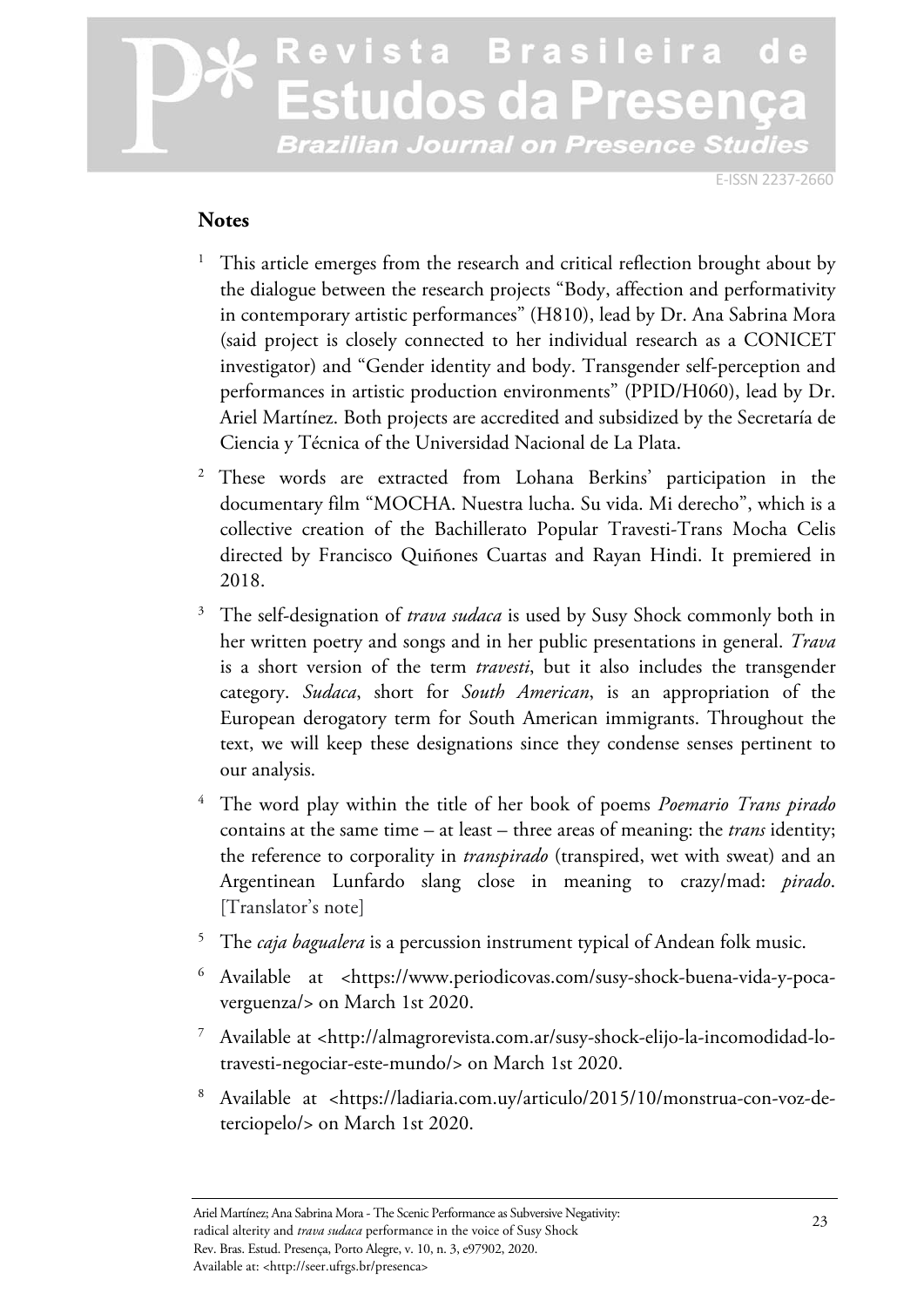## Notes

1. This article emerges from the research and critical reflection brought about by the dialogue between the research projects "Body, affection and performativity in contemporary artistic performances" (H810), lead by Dr. Ana Sabrina Mora (said project is closely connected to her individual research as a CONICET investigator) and "Gender identity and body. Transgender self-perception and performances in artistic production environments" (PPID/H060), lead by Dr. Ariel Martínez. Both projects are accredited and subsidized by the Secretaría de Ciencia y Técnica of the Universidad Nacional de La Plata.

2. These words are extracted from Lohana Berkins' participation in the documentary film "MOCHA. Nuestra lucha. Su vida. Mi derecho", which is a collective creation of the Bachillerato Popular Travesti-Trans Mocha Celis directed by Francisco Quiñones Cuartas and Rayan Hindi. It premiered in 2018.

3. The self-designation of *trava sudaca* is used by Susy Shock commonly both in her written poetry and songs and in her public presentations in general. *Trava* is a short version of the term *travesti*, but it also includes the transgender category. *Sudaca*, short for *South American*, is an appropriation of the European derogatory term for South American immigrants. Throughout the text, we will keep these designations since they condense senses pertinent to our analysis.

4. The word play within the title of her book of poems *Poemario Trans pirado* contains at the same time – at least – three areas of meaning: the *trans* identity; the reference to corporality in *transpirado* (transpired, wet with sweat) and an Argentinean Lunfardo slang close in meaning to crazy/mad: *pirado*. [Translator's note]

5. The *caja bagualera* is a percussion instrument typical of Andean folk music.

6. Available at <https://www.periodicovas.com/susy-shock-buena-vida-y-poca-verguenza/> on March 1st 2020.

7. Available at <http://almagrorevista.com.ar/susy-shock-elijo-la-incomodidad-lo-travesti-negociar-este-mundo/> on March 1st 2020.

8. Available at <https://ladiaria.com.uy/articulo/2015/10/monstrua-con-voz-de-terciopelo/> on March 1st 2020.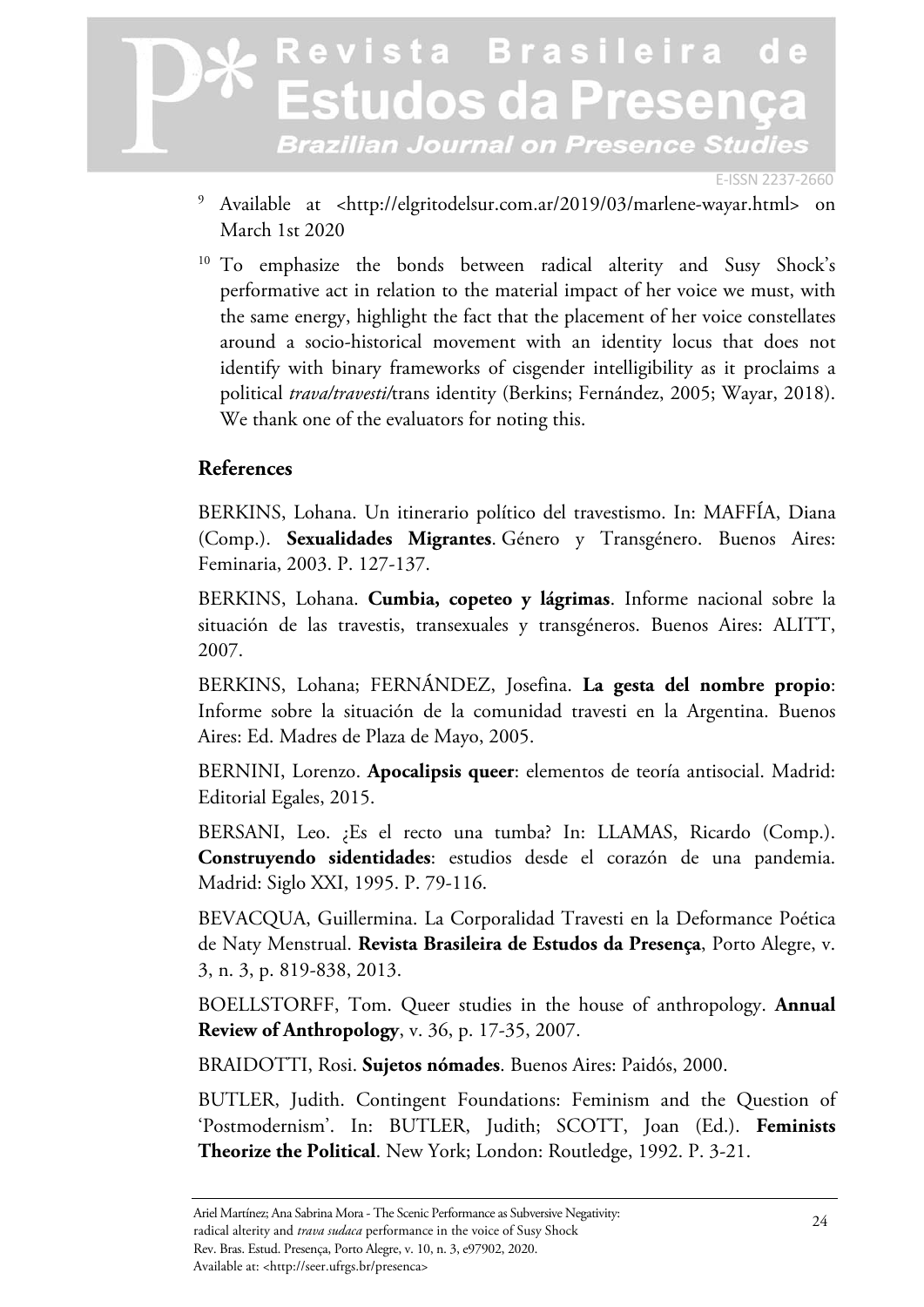[9] Available at <http://elgritodelsur.com.ar/2019/03/marlene-wayar.html> on March 1st 2020

[10] To emphasize the bonds between radical alterity and Susy Shock's performative act in relation to the material impact of her voice we must, with the same energy, highlight the fact that the placement of her voice constellates around a socio-historical movement with an identity locus that does not identify with binary frameworks of cisgender intelligibility as it proclaims a political *trava/travesti/*trans identity (Berkins; Fernández, 2005; Wayar, 2018). We thank one of the evaluators for noting this.

## References

BERKINS, Lohana. Un itinerario político del travestismo. In: MAFFÍA, Diana (Comp.). **Sexualidades Migrantes**. Género y Transgénero. Buenos Aires: Feminaria, 2003. P. 127-137.

BERKINS, Lohana. **Cumbia, copeteo y lágrimas**. Informe nacional sobre la situación de las travestis, transexuales y transgéneros. Buenos Aires: ALITT, 2007.

BERKINS, Lohana; FERNÁNDEZ, Josefina. **La gesta del nombre propio**: Informe sobre la situación de la comunidad travesti en la Argentina. Buenos Aires: Ed. Madres de Plaza de Mayo, 2005.

BERNINI, Lorenzo. **Apocalipsis queer**: elementos de teoría antisocial. Madrid: Editorial Egales, 2015.

BERSANI, Leo. ¿Es el recto una tumba? In: LLAMAS, Ricardo (Comp.). **Construyendo sidentidades**: estudios desde el corazón de una pandemia. Madrid: Siglo XXI, 1995. P. 79-116.

BEVACQUA, Guillermina. La Corporalidad Travesti en la Deformance Poética de Naty Menstrual. **Revista Brasileira de Estudos da Presença**, Porto Alegre, v. 3, n. 3, p. 819-838, 2013.

BOELLSTORFF, Tom. Queer studies in the house of anthropology. **Annual Review of Anthropology**, v. 36, p. 17-35, 2007.

BRAIDOTTI, Rosi. **Sujetos nómades**. Buenos Aires: Paidós, 2000.

BUTLER, Judith. Contingent Foundations: Feminism and the Question of 'Postmodernism'. In: BUTLER, Judith; SCOTT, Joan (Ed.). **Feminists Theorize the Political**. New York; London: Routledge, 1992. P. 3-21.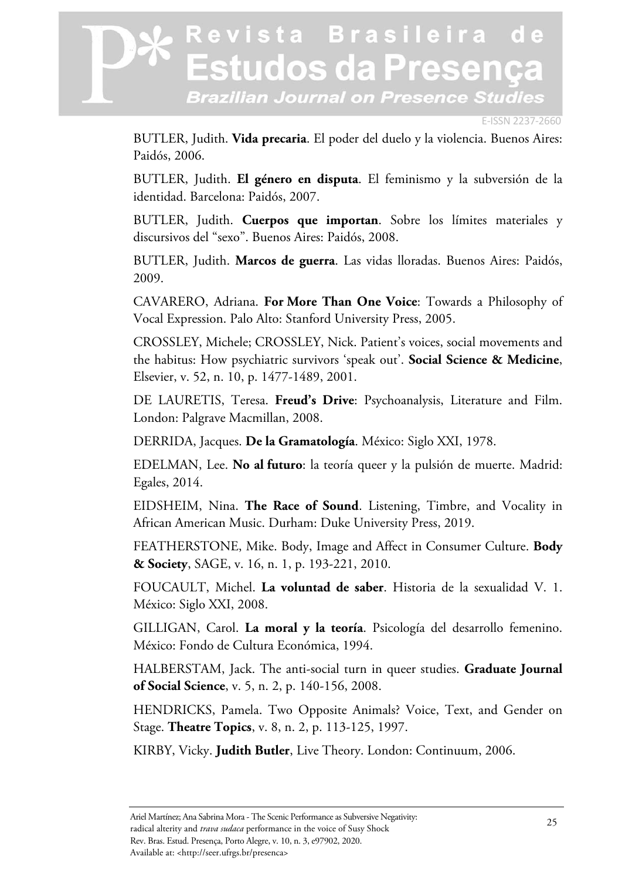BUTLER, Judith. **Vida precaria**. El poder del duelo y la violencia. Buenos Aires: Paidós, 2006.

BUTLER, Judith. **El género en disputa**. El feminismo y la subversión de la identidad. Barcelona: Paidós, 2007.

BUTLER, Judith. **Cuerpos que importan**. Sobre los límites materiales y discursivos del "sexo". Buenos Aires: Paidós, 2008.

BUTLER, Judith. **Marcos de guerra**. Las vidas lloradas. Buenos Aires: Paidós, 2009.

CAVARERO, Adriana. **For More Than One Voice**: Towards a Philosophy of Vocal Expression. Palo Alto: Stanford University Press, 2005.

CROSSLEY, Michele; CROSSLEY, Nick. Patient's voices, social movements and the habitus: How psychiatric survivors 'speak out'. **Social Science & Medicine**, Elsevier, v. 52, n. 10, p. 1477-1489, 2001.

DE LAURETIS, Teresa. **Freud's Drive**: Psychoanalysis, Literature and Film. London: Palgrave Macmillan, 2008.

DERRIDA, Jacques. **De la Gramatología**. México: Siglo XXI, 1978.

EDELMAN, Lee. **No al futuro**: la teoría queer y la pulsión de muerte. Madrid: Egales, 2014.

EIDSHEIM, Nina. **The Race of Sound**. Listening, Timbre, and Vocality in African American Music. Durham: Duke University Press, 2019.

FEATHERSTONE, Mike. Body, Image and Affect in Consumer Culture. **Body & Society**, SAGE, v. 16, n. 1, p. 193-221, 2010.

FOUCAULT, Michel. **La voluntad de saber**. Historia de la sexualidad V. 1. México: Siglo XXI, 2008.

GILLIGAN, Carol. **La moral y la teoría**. Psicología del desarrollo femenino. México: Fondo de Cultura Económica, 1994.

HALBERSTAM, Jack. The anti-social turn in queer studies. **Graduate Journal of Social Science**, v. 5, n. 2, p. 140-156, 2008.

HENDRICKS, Pamela. Two Opposite Animals? Voice, Text, and Gender on Stage. **Theatre Topics**, v. 8, n. 2, p. 113-125, 1997.

KIRBY, Vicky. **Judith Butler**, Live Theory. London: Continuum, 2006.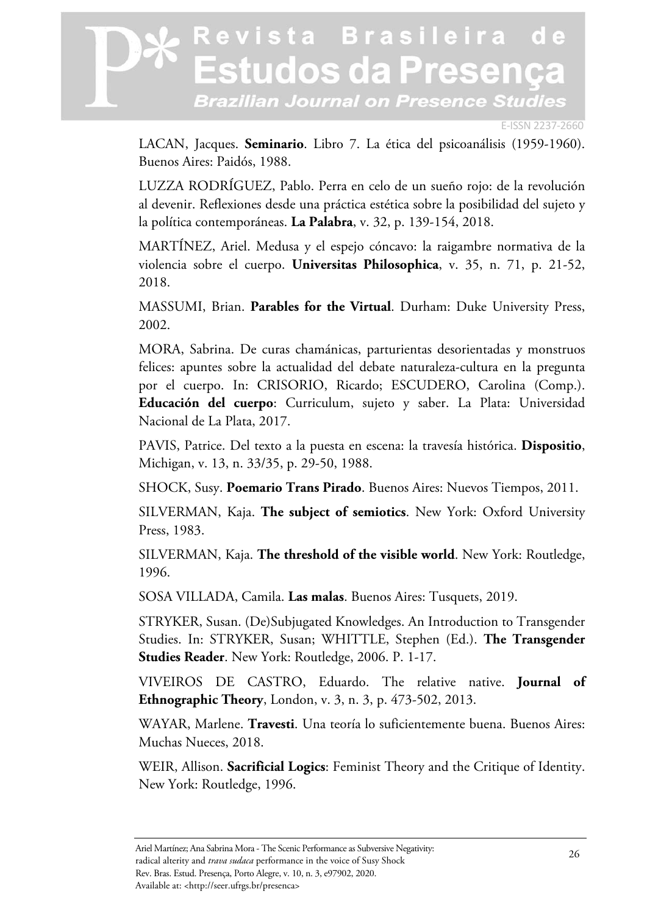LACAN, Jacques. **Seminario**. Libro 7. La ética del psicoanálisis (1959-1960). Buenos Aires: Paidós, 1988.

LUZZA RODRÍGUEZ, Pablo. Perra en celo de un sueño rojo: de la revolución al devenir. Reflexiones desde una práctica estética sobre la posibilidad del sujeto y la política contemporáneas. **La Palabra**, v. 32, p. 139-154, 2018.

MARTÍNEZ, Ariel. Medusa y el espejo cóncavo: la raigambre normativa de la violencia sobre el cuerpo. **Universitas Philosophica**, v. 35, n. 71, p. 21-52, 2018.

MASSUMI, Brian. **Parables for the Virtual**. Durham: Duke University Press, 2002.

MORA, Sabrina. De curas chamánicas, parturientas desorientadas y monstruos felices: apuntes sobre la actualidad del debate naturaleza-cultura en la pregunta por el cuerpo. In: CRISORIO, Ricardo; ESCUDERO, Carolina (Comp.). **Educación del cuerpo**: Curriculum, sujeto y saber. La Plata: Universidad Nacional de La Plata, 2017.

PAVIS, Patrice. Del texto a la puesta en escena: la travesía histórica. **Dispositio**, Michigan, v. 13, n. 33/35, p. 29-50, 1988.

SHOCK, Susy. **Poemario Trans Pirado**. Buenos Aires: Nuevos Tiempos, 2011.

SILVERMAN, Kaja. **The subject of semiotics**. New York: Oxford University Press, 1983.

SILVERMAN, Kaja. **The threshold of the visible world**. New York: Routledge, 1996.

SOSA VILLADA, Camila. **Las malas**. Buenos Aires: Tusquets, 2019.

STRYKER, Susan. (De)Subjugated Knowledges. An Introduction to Transgender Studies. In: STRYKER, Susan; WHITTLE, Stephen (Ed.). **The Transgender Studies Reader**. New York: Routledge, 2006. P. 1-17.

VIVEIROS DE CASTRO, Eduardo. The relative native. **Journal of Ethnographic Theory**, London, v. 3, n. 3, p. 473-502, 2013.

WAYAR, Marlene. **Travesti**. Una teoría lo suficientemente buena. Buenos Aires: Muchas Nueces, 2018.

WEIR, Allison. **Sacrificial Logics**: Feminist Theory and the Critique of Identity. New York: Routledge, 1996.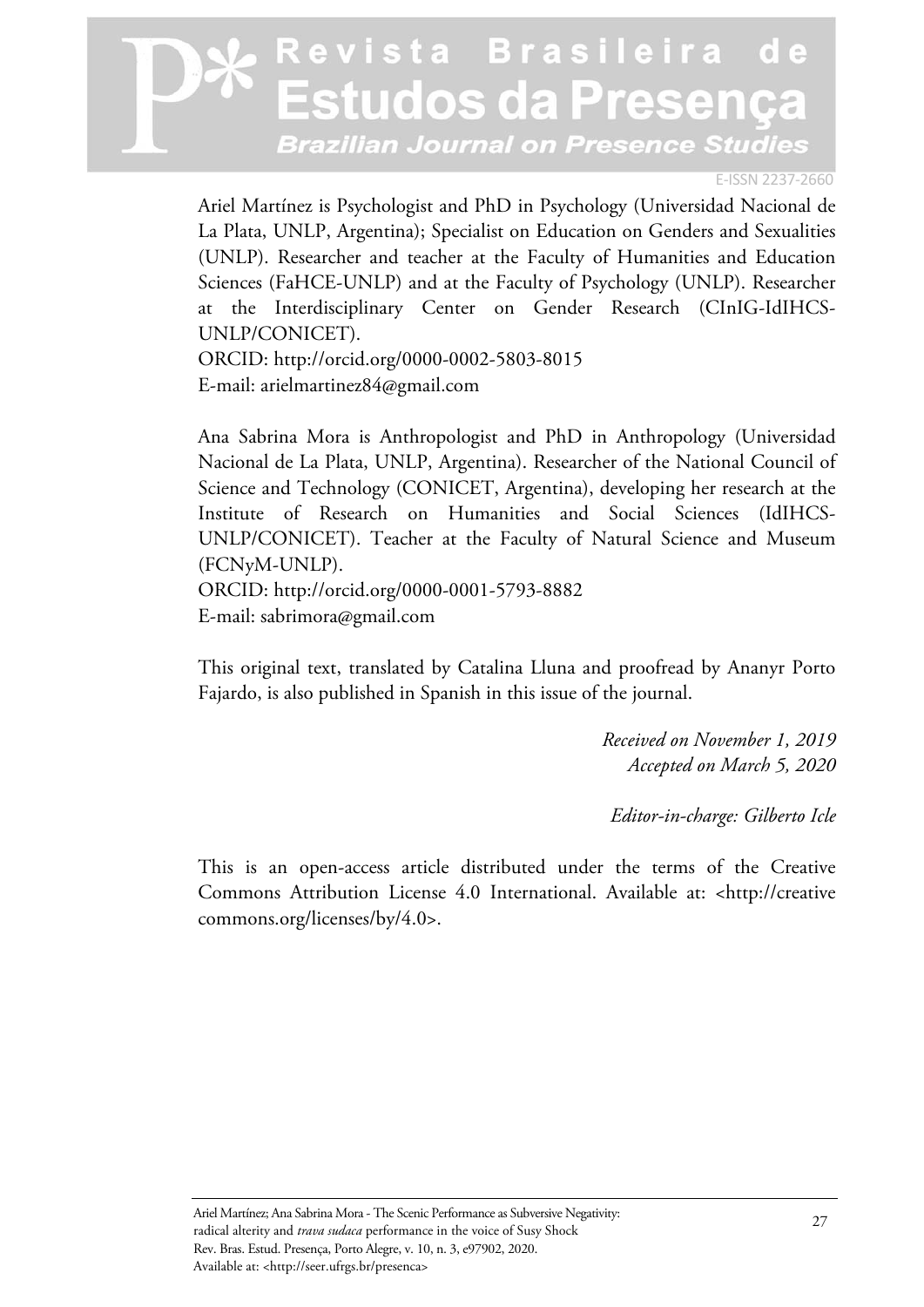Ariel Martínez is Psychologist and PhD in Psychology (Universidad Nacional de La Plata, UNLP, Argentina); Specialist on Education on Genders and Sexualities (UNLP). Researcher and teacher at the Faculty of Humanities and Education Sciences (FaHCE-UNLP) and at the Faculty of Psychology (UNLP). Researcher at the Interdisciplinary Center on Gender Research (CInIG-IdIHCS-UNLP/CONICET).
ORCID: http://orcid.org/0000-0002-5803-8015
E-mail: arielmartinez84@gmail.com

Ana Sabrina Mora is Anthropologist and PhD in Anthropology (Universidad Nacional de La Plata, UNLP, Argentina). Researcher of the National Council of Science and Technology (CONICET, Argentina), developing her research at the Institute of Research on Humanities and Social Sciences (IdIHCS-UNLP/CONICET). Teacher at the Faculty of Natural Science and Museum (FCNyM-UNLP).
ORCID: http://orcid.org/0000-0001-5793-8882
E-mail: sabrimora@gmail.com

This original text, translated by Catalina Lluna and proofread by Ananyr Porto Fajardo, is also published in Spanish in this issue of the journal.

*Received on November 1, 2019*
*Accepted on March 5, 2020*

*Editor-in-charge: Gilberto Icle*

This is an open-access article distributed under the terms of the Creative Commons Attribution License 4.0 International. Available at: <http://creative commons.org/licenses/by/4.0>.